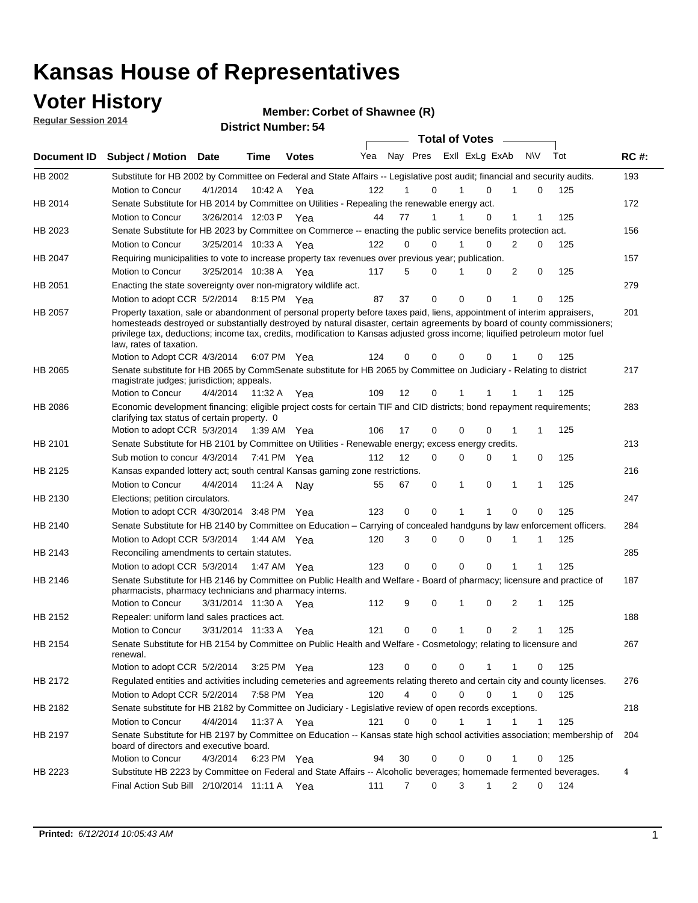# Kansas House of Representatives

## Voter History

**Regular Session 2014**

**Member: Corbet of Shawnee (R)**

**District Number: 54**

| Document ID | Subject / Motion | Date | Time | Votes | Yea | Nay | Pres | ExII | ExLg | ExAb | N\V | Tot | RC #: |
|---|---|---|---|---|---|---|---|---|---|---|---|---|---|
| HB 2002 | Substitute for HB 2002 by Committee on Federal and State Affairs -- Legislative post audit; financial and security audits. | | | | | | | | | | | | 193 |
| | Motion to Concur | 4/1/2014 | 10:42 A | Yea | 122 | 1 | 0 | 1 | 0 | 1 | 0 | 125 | |
| HB 2014 | Senate Substitute for HB 2014 by Committee on Utilities - Repealing the renewable energy act. | | | | | | | | | | | | 172 |
| | Motion to Concur | 3/26/2014 | 12:03 P | Yea | 44 | 77 | 1 | 1 | 0 | 1 | 1 | 125 | |
| HB 2023 | Senate Substitute for HB 2023 by Committee on Commerce -- enacting the public service benefits protection act. | | | | | | | | | | | | 156 |
| | Motion to Concur | 3/25/2014 | 10:33 A | Yea | 122 | 0 | 0 | 1 | 0 | 2 | 0 | 125 | |
| HB 2047 | Requiring municipalities to vote to increase property tax revenues over previous year; publication. | | | | | | | | | | | | 157 |
| | Motion to Concur | 3/25/2014 | 10:38 A | Yea | 117 | 5 | 0 | 1 | 0 | 2 | 0 | 125 | |
| HB 2051 | Enacting the state sovereignty over non-migratory wildlife act. | | | | | | | | | | | | 279 |
| | Motion to adopt CCR | 5/2/2014 | 8:15 PM | Yea | 87 | 37 | 0 | 0 | 0 | 1 | 0 | 125 | |
| HB 2057 | Property taxation, sale or abandonment of personal property before taxes paid, liens, appointment of interim appraisers, homesteads destroyed or substantially destroyed by natural disaster, certain agreements by board of county commissioners; privilege tax, deductions; income tax, credits, modification to Kansas adjusted gross income; liquified petroleum motor fuel law, rates of taxation. | | | | | | | | | | | | 201 |
| | Motion to Adopt CCR | 4/3/2014 | 6:07 PM | Yea | 124 | 0 | 0 | 0 | 0 | 1 | 0 | 125 | |
| HB 2065 | Senate substitute for HB 2065 by CommSenate substitute for HB 2065 by Committee on Judiciary - Relating to district magistrate judges; jurisdiction; appeals. | | | | | | | | | | | | 217 |
| | Motion to Concur | 4/4/2014 | 11:32 A | Yea | 109 | 12 | 0 | 1 | 1 | 1 | 1 | 125 | |
| HB 2086 | Economic development financing; eligible project costs for certain TIF and CID districts; bond repayment requirements; clarifying tax status of certain property. 0 | | | | | | | | | | | | 283 |
| | Motion to adopt CCR | 5/3/2014 | 1:39 AM | Yea | 106 | 17 | 0 | 0 | 0 | 1 | 1 | 125 | |
| HB 2101 | Senate Substitute for HB 2101 by Committee on Utilities - Renewable energy; excess energy credits. | | | | | | | | | | | | 213 |
| | Sub motion to concur | 4/3/2014 | 7:41 PM | Yea | 112 | 12 | 0 | 0 | 0 | 1 | 0 | 125 | |
| HB 2125 | Kansas expanded lottery act; south central Kansas gaming zone restrictions. | | | | | | | | | | | | 216 |
| | Motion to Concur | 4/4/2014 | 11:24 A | Nay | 55 | 67 | 0 | 1 | 0 | 1 | 1 | 125 | |
| HB 2130 | Elections; petition circulators. | | | | | | | | | | | | 247 |
| | Motion to adopt CCR | 4/30/2014 | 3:48 PM | Yea | 123 | 0 | 0 | 1 | 1 | 0 | 0 | 125 | |
| HB 2140 | Senate Substitute for HB 2140 by Committee on Education – Carrying of concealed handguns by law enforcement officers. | | | | | | | | | | | | 284 |
| | Motion to Adopt CCR | 5/3/2014 | 1:44 AM | Yea | 120 | 3 | 0 | 0 | 0 | 1 | 1 | 125 | |
| HB 2143 | Reconciling amendments to certain statutes. | | | | | | | | | | | | 285 |
| | Motion to adopt CCR | 5/3/2014 | 1:47 AM | Yea | 123 | 0 | 0 | 0 | 0 | 1 | 1 | 125 | |
| HB 2146 | Senate Substitute for HB 2146 by Committee on Public Health and Welfare - Board of pharmacy; licensure and practice of pharmacists, pharmacy technicians and pharmacy interns. | | | | | | | | | | | | 187 |
| | Motion to Concur | 3/31/2014 | 11:30 A | Yea | 112 | 9 | 0 | 1 | 0 | 2 | 1 | 125 | |
| HB 2152 | Repealer: uniform land sales practices act. | | | | | | | | | | | | 188 |
| | Motion to Concur | 3/31/2014 | 11:33 A | Yea | 121 | 0 | 0 | 1 | 0 | 2 | 1 | 125 | |
| HB 2154 | Senate Substitute for HB 2154 by Committee on Public Health and Welfare - Cosmetology; relating to licensure and renewal. | | | | | | | | | | | | 267 |
| | Motion to adopt CCR | 5/2/2014 | 3:25 PM | Yea | 123 | 0 | 0 | 0 | 1 | 1 | 0 | 125 | |
| HB 2172 | Regulated entities and activities including cemeteries and agreements relating thereto and certain city and county licenses. | | | | | | | | | | | | 276 |
| | Motion to Adopt CCR | 5/2/2014 | 7:58 PM | Yea | 120 | 4 | 0 | 0 | 0 | 1 | 0 | 125 | |
| HB 2182 | Senate substitute for HB 2182 by Committee on Judiciary - Legislative review of open records exceptions. | | | | | | | | | | | | 218 |
| | Motion to Concur | 4/4/2014 | 11:37 A | Yea | 121 | 0 | 0 | 1 | 1 | 1 | 1 | 125 | |
| HB 2197 | Senate Substitute for HB 2197 by Committee on Education -- Kansas state high school activities association; membership of board of directors and executive board. | | | | | | | | | | | | 204 |
| | Motion to Concur | 4/3/2014 | 6:23 PM | Yea | 94 | 30 | 0 | 0 | 0 | 1 | 0 | 125 | |
| HB 2223 | Substitute HB 2223 by Committee on Federal and State Affairs -- Alcoholic beverages; homemade fermented beverages. | | | | | | | | | | | | 4 |
| | Final Action Sub Bill | 2/10/2014 | 11:11 A | Yea | 111 | 7 | 0 | 3 | 1 | 2 | 0 | 124 | |

**Printed:** *6/12/2014 10:05:43 AM*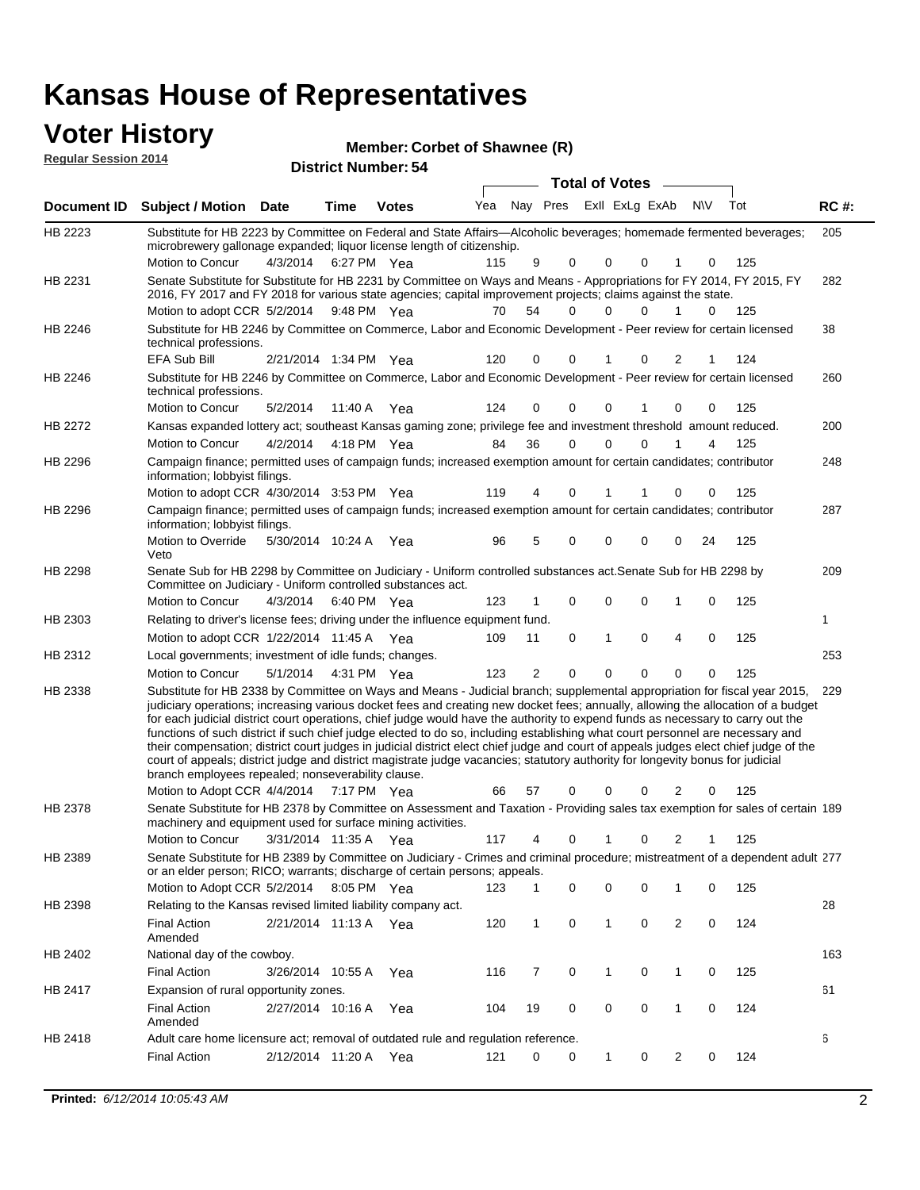# Kansas House of Representatives

## Voter History

**Regular Session 2014**

**Member: Corbet of Shawnee (R)**

**District Number: 54**

| Document ID | Subject / Motion | Date | Time | Votes | Yea | Nay | Pres | ExII | ExLg | ExAb | N\V | Tot | RC #: |
|---|---|---|---|---|---|---|---|---|---|---|---|---|---|
| HB 2223 | Substitute for HB 2223 by Committee on Federal and State Affairs—Alcoholic beverages; homemade fermented beverages; microbrewery gallonage expanded; liquor license length of citizenship. | | | | | | | | | | | | 205 |
| | Motion to Concur | 4/3/2014 | 6:27 PM | Yea | 115 | 9 | 0 | 0 | 0 | 1 | 0 | 125 | |
| HB 2231 | Senate Substitute for Substitute for HB 2231 by Committee on Ways and Means - Appropriations for FY 2014, FY 2015, FY 2016, FY 2017 and FY 2018 for various state agencies; capital improvement projects; claims against the state. | | | | | | | | | | | | 282 |
| | Motion to adopt CCR | 5/2/2014 | 9:48 PM | Yea | 70 | 54 | 0 | 0 | 0 | 1 | 0 | 125 | |
| HB 2246 | Substitute for HB 2246 by Committee on Commerce, Labor and Economic Development - Peer review for certain licensed technical professions. | | | | | | | | | | | | 38 |
| | EFA Sub Bill | 2/21/2014 | 1:34 PM | Yea | 120 | 0 | 0 | 1 | 0 | 2 | 1 | 124 | |
| HB 2246 | Substitute for HB 2246 by Committee on Commerce, Labor and Economic Development - Peer review for certain licensed technical professions. | | | | | | | | | | | | 260 |
| | Motion to Concur | 5/2/2014 | 11:40 A | Yea | 124 | 0 | 0 | 0 | 1 | 0 | 0 | 125 | |
| HB 2272 | Kansas expanded lottery act; southeast Kansas gaming zone; privilege fee and investment threshold amount reduced. | | | | | | | | | | | | 200 |
| | Motion to Concur | 4/2/2014 | 4:18 PM | Yea | 84 | 36 | 0 | 0 | 0 | 1 | 4 | 125 | |
| HB 2296 | Campaign finance; permitted uses of campaign funds; increased exemption amount for certain candidates; contributor information; lobbyist filings. | | | | | | | | | | | | 248 |
| | Motion to adopt CCR | 4/30/2014 | 3:53 PM | Yea | 119 | 4 | 0 | 1 | 1 | 0 | 0 | 125 | |
| HB 2296 | Campaign finance; permitted uses of campaign funds; increased exemption amount for certain candidates; contributor information; lobbyist filings. | | | | | | | | | | | | 287 |
| | Motion to Override Veto | 5/30/2014 | 10:24 A | Yea | 96 | 5 | 0 | 0 | 0 | 0 | 24 | 125 | |
| HB 2298 | Senate Sub for HB 2298 by Committee on Judiciary - Uniform controlled substances act.Senate Sub for HB 2298 by Committee on Judiciary - Uniform controlled substances act. | | | | | | | | | | | | 209 |
| | Motion to Concur | 4/3/2014 | 6:40 PM | Yea | 123 | 1 | 0 | 0 | 0 | 1 | 0 | 125 | |
| HB 2303 | Relating to driver's license fees; driving under the influence equipment fund. | | | | | | | | | | | | 1 |
| | Motion to adopt CCR | 1/22/2014 | 11:45 A | Yea | 109 | 11 | 0 | 1 | 0 | 4 | 0 | 125 | |
| HB 2312 | Local governments; investment of idle funds; changes. | | | | | | | | | | | | 253 |
| | Motion to Concur | 5/1/2014 | 4:31 PM | Yea | 123 | 2 | 0 | 0 | 0 | 0 | 0 | 125 | |
| HB 2338 | Substitute for HB 2338 by Committee on Ways and Means - Judicial branch; supplemental appropriation for fiscal year 2015, judiciary operations; increasing various docket fees and creating new docket fees; annually, allowing the allocation of a budget for each judicial district court operations, chief judge would have the authority to expend funds as necessary to carry out the functions of such district if such chief judge elected to do so, including establishing what court personnel are necessary and their compensation; district court judges in judicial district elect chief judge and court of appeals judges elect chief judge of the court of appeals; district judge and district magistrate judge vacancies; statutory authority for longevity bonus for judicial branch employees repealed; nonseverability clause. | | | | | | | | | | | | 229 |
| | Motion to Adopt CCR | 4/4/2014 | 7:17 PM | Yea | 66 | 57 | 0 | 0 | 0 | 2 | 0 | 125 | |
| HB 2378 | Senate Substitute for HB 2378 by Committee on Assessment and Taxation - Providing sales tax exemption for sales of certain machinery and equipment used for surface mining activities. | | | | | | | | | | | | 189 |
| | Motion to Concur | 3/31/2014 | 11:35 A | Yea | 117 | 4 | 0 | 1 | 0 | 2 | 1 | 125 | |
| HB 2389 | Senate Substitute for HB 2389 by Committee on Judiciary - Crimes and criminal procedure; mistreatment of a dependent adult or an elder person; RICO; warrants; discharge of certain persons; appeals. | | | | | | | | | | | | 277 |
| | Motion to Adopt CCR | 5/2/2014 | 8:05 PM | Yea | 123 | 1 | 0 | 0 | 0 | 1 | 0 | 125 | |
| HB 2398 | Relating to the Kansas revised limited liability company act. | | | | | | | | | | | | 28 |
| | Final Action Amended | 2/21/2014 | 11:13 A | Yea | 120 | 1 | 0 | 1 | 0 | 2 | 0 | 124 | |
| HB 2402 | National day of the cowboy. | | | | | | | | | | | | 163 |
| | Final Action | 3/26/2014 | 10:55 A | Yea | 116 | 7 | 0 | 1 | 0 | 1 | 0 | 125 | |
| HB 2417 | Expansion of rural opportunity zones. | | | | | | | | | | | | 61 |
| | Final Action Amended | 2/27/2014 | 10:16 A | Yea | 104 | 19 | 0 | 0 | 0 | 1 | 0 | 124 | |
| HB 2418 | Adult care home licensure act; removal of outdated rule and regulation reference. | | | | | | | | | | | | 6 |
| | Final Action | 2/12/2014 | 11:20 A | Yea | 121 | 0 | 0 | 1 | 0 | 2 | 0 | 124 | |

**Printed:** *6/12/2014 10:05:43 AM*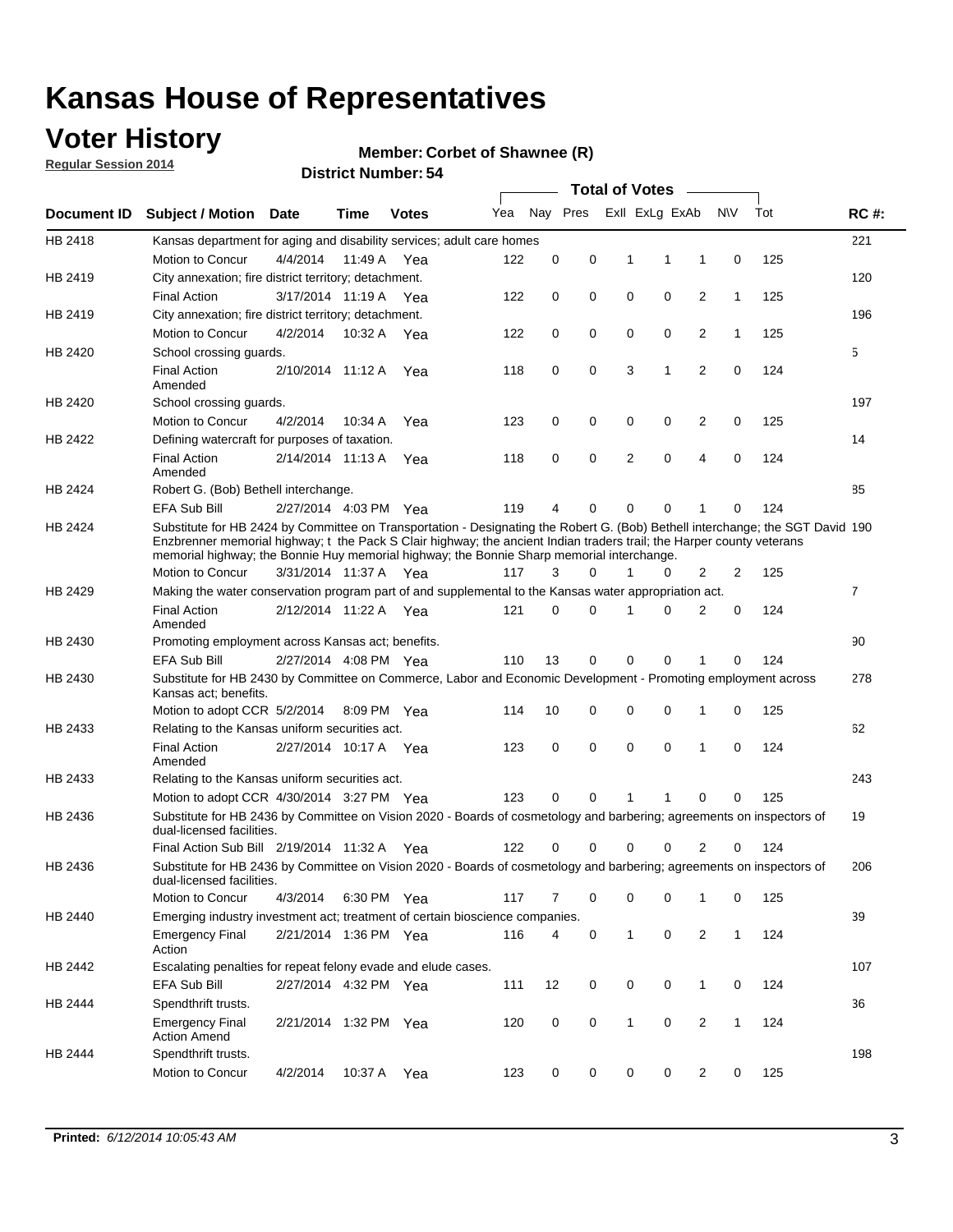# Kansas House of Representatives

## Voter History

**Regular Session 2014**

**Member: Corbet of Shawnee (R)**

**District Number: 54**

| Document ID | Subject / Motion | Date | Time | Votes | Yea | Nay | Pres | ExlI | ExLg | ExAb | N\V | Tot | RC #: |
|---|---|---|---|---|---|---|---|---|---|---|---|---|---|
| HB 2418 | Kansas department for aging and disability services; adult care homes | | | | | | | | | | | | 221 |
| | Motion to Concur | 4/4/2014 | 11:49 A | Yea | 122 | 0 | 0 | 1 | 1 | 1 | 0 | 125 | |
| HB 2419 | City annexation; fire district territory; detachment. | | | | | | | | | | | | 120 |
| | Final Action | 3/17/2014 | 11:19 A | Yea | 122 | 0 | 0 | 0 | 0 | 2 | 1 | 125 | |
| HB 2419 | City annexation; fire district territory; detachment. | | | | | | | | | | | | 196 |
| | Motion to Concur | 4/2/2014 | 10:32 A | Yea | 122 | 0 | 0 | 0 | 0 | 2 | 1 | 125 | |
| HB 2420 | School crossing guards. | | | | | | | | | | | | 5 |
| | Final Action Amended | 2/10/2014 | 11:12 A | Yea | 118 | 0 | 0 | 3 | 1 | 2 | 0 | 124 | |
| HB 2420 | School crossing guards. | | | | | | | | | | | | 197 |
| | Motion to Concur | 4/2/2014 | 10:34 A | Yea | 123 | 0 | 0 | 0 | 0 | 2 | 0 | 125 | |
| HB 2422 | Defining watercraft for purposes of taxation. | | | | | | | | | | | | 14 |
| | Final Action Amended | 2/14/2014 | 11:13 A | Yea | 118 | 0 | 0 | 2 | 0 | 4 | 0 | 124 | |
| HB 2424 | Robert G. (Bob) Bethell interchange. | | | | | | | | | | | | 85 |
| | EFA Sub Bill | 2/27/2014 | 4:03 PM | Yea | 119 | 4 | 0 | 0 | 0 | 1 | 0 | 124 | |
| HB 2424 | Substitute for HB 2424 by Committee on Transportation - Designating the Robert G. (Bob) Bethell interchange; the SGT David Enzbrenner memorial highway; t the Pack S Clair highway; the ancient Indian traders trail; the Harper county veterans memorial highway; the Bonnie Huy memorial highway; the Bonnie Sharp memorial interchange. | | | | | | | | | | | | 190 |
| | Motion to Concur | 3/31/2014 | 11:37 A | Yea | 117 | 3 | 0 | 1 | 0 | 2 | 2 | 125 | |
| HB 2429 | Making the water conservation program part of and supplemental to the Kansas water appropriation act. | | | | | | | | | | | | 7 |
| | Final Action Amended | 2/12/2014 | 11:22 A | Yea | 121 | 0 | 0 | 1 | 0 | 2 | 0 | 124 | |
| HB 2430 | Promoting employment across Kansas act; benefits. | | | | | | | | | | | | 90 |
| | EFA Sub Bill | 2/27/2014 | 4:08 PM | Yea | 110 | 13 | 0 | 0 | 0 | 1 | 0 | 124 | |
| HB 2430 | Substitute for HB 2430 by Committee on Commerce, Labor and Economic Development - Promoting employment across Kansas act; benefits. | | | | | | | | | | | | 278 |
| | Motion to adopt CCR | 5/2/2014 | 8:09 PM | Yea | 114 | 10 | 0 | 0 | 0 | 1 | 0 | 125 | |
| HB 2433 | Relating to the Kansas uniform securities act. | | | | | | | | | | | | 62 |
| | Final Action Amended | 2/27/2014 | 10:17 A | Yea | 123 | 0 | 0 | 0 | 0 | 1 | 0 | 124 | |
| HB 2433 | Relating to the Kansas uniform securities act. | | | | | | | | | | | | 243 |
| | Motion to adopt CCR | 4/30/2014 | 3:27 PM | Yea | 123 | 0 | 0 | 1 | 1 | 0 | 0 | 125 | |
| HB 2436 | Substitute for HB 2436 by Committee on Vision 2020 - Boards of cosmetology and barbering; agreements on inspectors of dual-licensed facilities. | | | | | | | | | | | | 19 |
| | Final Action Sub Bill | 2/19/2014 | 11:32 A | Yea | 122 | 0 | 0 | 0 | 0 | 2 | 0 | 124 | |
| HB 2436 | Substitute for HB 2436 by Committee on Vision 2020 - Boards of cosmetology and barbering; agreements on inspectors of dual-licensed facilities. | | | | | | | | | | | | 206 |
| | Motion to Concur | 4/3/2014 | 6:30 PM | Yea | 117 | 7 | 0 | 0 | 0 | 1 | 0 | 125 | |
| HB 2440 | Emerging industry investment act; treatment of certain bioscience companies. | | | | | | | | | | | | 39 |
| | Emergency Final Action | 2/21/2014 | 1:36 PM | Yea | 116 | 4 | 0 | 1 | 0 | 2 | 1 | 124 | |
| HB 2442 | Escalating penalties for repeat felony evade and elude cases. | | | | | | | | | | | | 107 |
| | EFA Sub Bill | 2/27/2014 | 4:32 PM | Yea | 111 | 12 | 0 | 0 | 0 | 1 | 0 | 124 | |
| HB 2444 | Spendthrift trusts. | | | | | | | | | | | | 36 |
| | Emergency Final Action Amend | 2/21/2014 | 1:32 PM | Yea | 120 | 0 | 0 | 1 | 0 | 2 | 1 | 124 | |
| HB 2444 | Spendthrift trusts. | | | | | | | | | | | | 198 |
| | Motion to Concur | 4/2/2014 | 10:37 A | Yea | 123 | 0 | 0 | 0 | 0 | 2 | 0 | 125 | |

**Printed:** *6/12/2014 10:05:43 AM*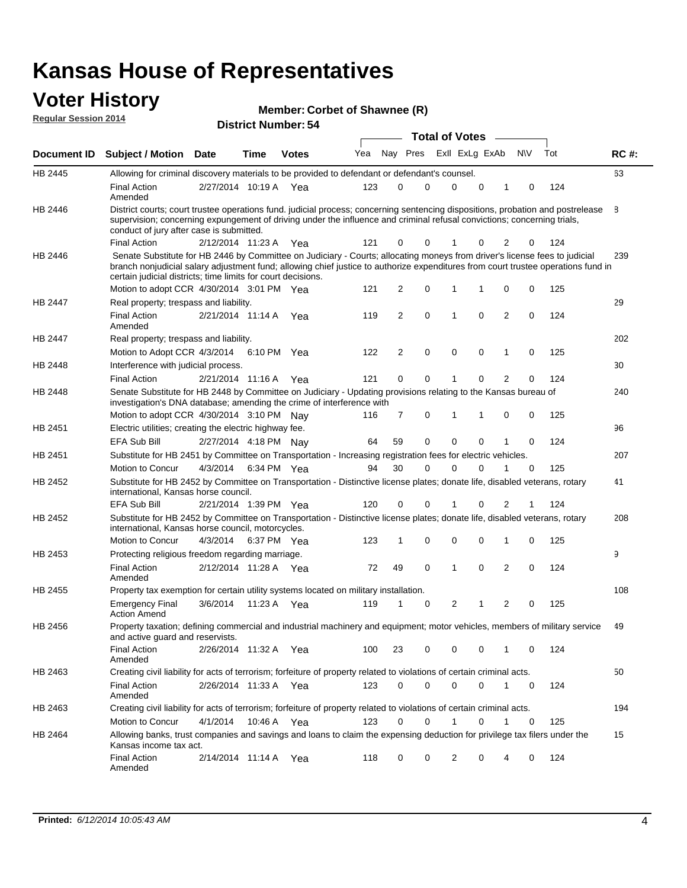# Kansas House of Representatives

## Voter History

**Regular Session 2014**

**Member: Corbet of Shawnee (R)**

**District Number: 54**

| Document ID | Subject / Motion | Date | Time | Votes | Yea | Nay | Pres | ExII | ExLg | ExAb | N\V | Tot | RC #: |
|---|---|---|---|---|---|---|---|---|---|---|---|---|---|
| HB 2445 | Allowing for criminal discovery materials to be provided to defendant or defendant's counsel. | | | | | | | | | | | | 63 |
| | Final Action Amended | 2/27/2014 | 10:19 A | Yea | 123 | 0 | 0 | 0 | 0 | 1 | 0 | 124 | |
| HB 2446 | District courts; court trustee operations fund. judicial process; concerning sentencing dispositions, probation and postrelease supervision; concerning expungement of driving under the influence and criminal refusal convictions; concerning trials, conduct of jury after case is submitted. | | | | | | | | | | | | 8 |
| | Final Action | 2/12/2014 | 11:23 A | Yea | 121 | 0 | 0 | 1 | 0 | 2 | 0 | 124 | |
| HB 2446 | Senate Substitute for HB 2446 by Committee on Judiciary - Courts; allocating moneys from driver's license fees to judicial branch nonjudicial salary adjustment fund; allowing chief justice to authorize expenditures from court trustee operations fund in certain judicial districts; time limits for court decisions. | | | | | | | | | | | | 239 |
| | Motion to adopt CCR | 4/30/2014 | 3:01 PM | Yea | 121 | 2 | 0 | 1 | 1 | 0 | 0 | 125 | |
| HB 2447 | Real property; trespass and liability. | | | | | | | | | | | | 29 |
| | Final Action Amended | 2/21/2014 | 11:14 A | Yea | 119 | 2 | 0 | 1 | 0 | 2 | 0 | 124 | |
| HB 2447 | Real property; trespass and liability. | | | | | | | | | | | | 202 |
| | Motion to Adopt CCR | 4/3/2014 | 6:10 PM | Yea | 122 | 2 | 0 | 0 | 0 | 1 | 0 | 125 | |
| HB 2448 | Interference with judicial process. | | | | | | | | | | | | 30 |
| | Final Action | 2/21/2014 | 11:16 A | Yea | 121 | 0 | 0 | 1 | 0 | 2 | 0 | 124 | |
| HB 2448 | Senate Substitute for HB 2448 by Committee on Judiciary - Updating provisions relating to the Kansas bureau of investigation's DNA database; amending the crime of interference with | | | | | | | | | | | | 240 |
| | Motion to adopt CCR | 4/30/2014 | 3:10 PM | Nay | 116 | 7 | 0 | 1 | 1 | 0 | 0 | 125 | |
| HB 2451 | Electric utilities; creating the electric highway fee. | | | | | | | | | | | | 96 |
| | EFA Sub Bill | 2/27/2014 | 4:18 PM | Nay | 64 | 59 | 0 | 0 | 0 | 1 | 0 | 124 | |
| HB 2451 | Substitute for HB 2451 by Committee on Transportation - Increasing registration fees for electric vehicles. | | | | | | | | | | | | 207 |
| | Motion to Concur | 4/3/2014 | 6:34 PM | Yea | 94 | 30 | 0 | 0 | 0 | 1 | 0 | 125 | |
| HB 2452 | Substitute for HB 2452 by Committee on Transportation - Distinctive license plates; donate life, disabled veterans, rotary international, Kansas horse council. | | | | | | | | | | | | 41 |
| | EFA Sub Bill | 2/21/2014 | 1:39 PM | Yea | 120 | 0 | 0 | 1 | 0 | 2 | 1 | 124 | |
| HB 2452 | Substitute for HB 2452 by Committee on Transportation - Distinctive license plates; donate life, disabled veterans, rotary international, Kansas horse council, motorcycles. | | | | | | | | | | | | 208 |
| | Motion to Concur | 4/3/2014 | 6:37 PM | Yea | 123 | 1 | 0 | 0 | 0 | 1 | 0 | 125 | |
| HB 2453 | Protecting religious freedom regarding marriage. | | | | | | | | | | | | 9 |
| | Final Action Amended | 2/12/2014 | 11:28 A | Yea | 72 | 49 | 0 | 1 | 0 | 2 | 0 | 124 | |
| HB 2455 | Property tax exemption for certain utility systems located on military installation. | | | | | | | | | | | | 108 |
| | Emergency Final Action Amend | 3/6/2014 | 11:23 A | Yea | 119 | 1 | 0 | 2 | 1 | 2 | 0 | 125 | |
| HB 2456 | Property taxation; defining commercial and industrial machinery and equipment; motor vehicles, members of military service and active guard and reservists. | | | | | | | | | | | | 49 |
| | Final Action Amended | 2/26/2014 | 11:32 A | Yea | 100 | 23 | 0 | 0 | 0 | 1 | 0 | 124 | |
| HB 2463 | Creating civil liability for acts of terrorism; forfeiture of property related to violations of certain criminal acts. | | | | | | | | | | | | 50 |
| | Final Action Amended | 2/26/2014 | 11:33 A | Yea | 123 | 0 | 0 | 0 | 0 | 1 | 0 | 124 | |
| HB 2463 | Creating civil liability for acts of terrorism; forfeiture of property related to violations of certain criminal acts. | | | | | | | | | | | | 194 |
| | Motion to Concur | 4/1/2014 | 10:46 A | Yea | 123 | 0 | 0 | 1 | 0 | 1 | 0 | 125 | |
| HB 2464 | Allowing banks, trust companies and savings and loans to claim the expensing deduction for privilege tax filers under the Kansas income tax act. | | | | | | | | | | | | 15 |
| | Final Action Amended | 2/14/2014 | 11:14 A | Yea | 118 | 0 | 0 | 2 | 0 | 4 | 0 | 124 | |

**Printed:** *6/12/2014 10:05:43 AM*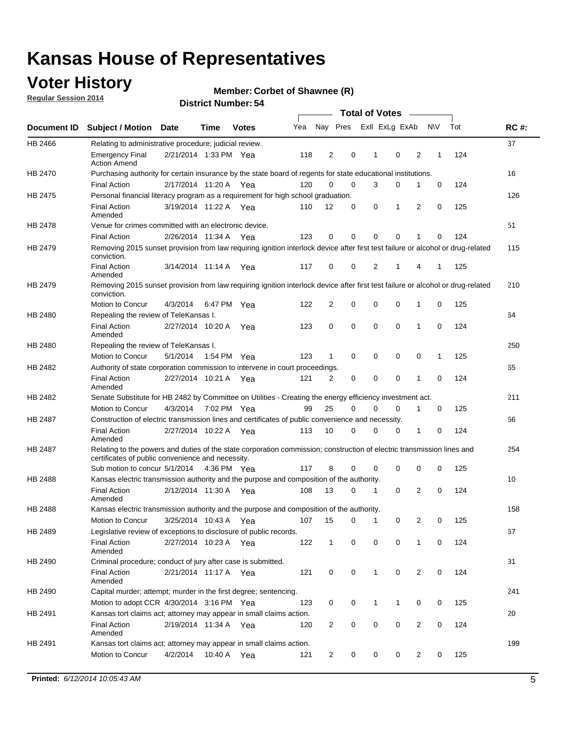# Kansas House of Representatives

## Voter History

**Regular Session 2014**

**Member: Corbet of Shawnee (R)**

**District Number: 54**

| Document ID | Subject / Motion | Date | Time | Votes | Yea | Nay | Pres | ExII | ExLg | ExAb | N\V | Tot | RC #: |
|---|---|---|---|---|---|---|---|---|---|---|---|---|---|
| HB 2466 | Relating to administrative procedure; judicial review. | | | | | | | | | | | | 37 |
| | Emergency Final Action Amend | 2/21/2014 | 1:33 PM | Yea | 118 | 2 | 0 | 1 | 0 | 2 | 1 | 124 | |
| HB 2470 | Purchasing authority for certain insurance by the state board of regents for state educational institutions. | | | | | | | | | | | | 16 |
| | Final Action | 2/17/2014 | 11:20 A | Yea | 120 | 0 | 0 | 3 | 0 | 1 | 0 | 124 | |
| HB 2475 | Personal financial literacy program as a requirement for high school graduation. | | | | | | | | | | | | 126 |
| | Final Action Amended | 3/19/2014 | 11:22 A | Yea | 110 | 12 | 0 | 0 | 1 | 2 | 0 | 125 | |
| HB 2478 | Venue for crimes committed with an electronic device. | | | | | | | | | | | | 51 |
| | Final Action | 2/26/2014 | 11:34 A | Yea | 123 | 0 | 0 | 0 | 0 | 1 | 0 | 124 | |
| HB 2479 | Removing 2015 sunset provision from law requiring ignition interlock device after first test failure or alcohol or drug-related conviction. | | | | | | | | | | | | 115 |
| | Final Action Amended | 3/14/2014 | 11:14 A | Yea | 117 | 0 | 0 | 2 | 1 | 4 | 1 | 125 | |
| HB 2479 | Removing 2015 sunset provision from law requiring ignition interlock device after first test failure or alcohol or drug-related conviction. | | | | | | | | | | | | 210 |
| | Motion to Concur | 4/3/2014 | 6:47 PM | Yea | 122 | 2 | 0 | 0 | 0 | 1 | 0 | 125 | |
| HB 2480 | Repealing the review of TeleKansas I. | | | | | | | | | | | | 64 |
| | Final Action Amended | 2/27/2014 | 10:20 A | Yea | 123 | 0 | 0 | 0 | 0 | 1 | 0 | 124 | |
| HB 2480 | Repealing the review of TeleKansas I. | | | | | | | | | | | | 250 |
| | Motion to Concur | 5/1/2014 | 1:54 PM | Yea | 123 | 1 | 0 | 0 | 0 | 0 | 1 | 125 | |
| HB 2482 | Authority of state corporation commission to intervene in court proceedings. | | | | | | | | | | | | 65 |
| | Final Action Amended | 2/27/2014 | 10:21 A | Yea | 121 | 2 | 0 | 0 | 0 | 1 | 0 | 124 | |
| HB 2482 | Senate Substitute for HB 2482 by Committee on Utilities - Creating the energy efficiency investment act. | | | | | | | | | | | | 211 |
| | Motion to Concur | 4/3/2014 | 7:02 PM | Yea | 99 | 25 | 0 | 0 | 0 | 1 | 0 | 125 | |
| HB 2487 | Construction of electric transmission lines and certificates of public convenience and necessity. | | | | | | | | | | | | 66 |
| | Final Action Amended | 2/27/2014 | 10:22 A | Yea | 113 | 10 | 0 | 0 | 0 | 1 | 0 | 124 | |
| HB 2487 | Relating to the powers and duties of the state corporation commission; construction of electric transmission lines and certificates of public convenience and necessity. | | | | | | | | | | | | 254 |
| | Sub motion to concur | 5/1/2014 | 4:36 PM | Yea | 117 | 8 | 0 | 0 | 0 | 0 | 0 | 125 | |
| HB 2488 | Kansas electric transmission authority and the purpose and composition of the authority. | | | | | | | | | | | | 10 |
| | Final Action Amended | 2/12/2014 | 11:30 A | Yea | 108 | 13 | 0 | 1 | 0 | 2 | 0 | 124 | |
| HB 2488 | Kansas electric transmission authority and the purpose and composition of the authority. | | | | | | | | | | | | 158 |
| | Motion to Concur | 3/25/2014 | 10:43 A | Yea | 107 | 15 | 0 | 1 | 0 | 2 | 0 | 125 | |
| HB 2489 | Legislative review of exceptions to disclosure of public records. | | | | | | | | | | | | 67 |
| | Final Action Amended | 2/27/2014 | 10:23 A | Yea | 122 | 1 | 0 | 0 | 0 | 1 | 0 | 124 | |
| HB 2490 | Criminal procedure; conduct of jury after case is submitted. | | | | | | | | | | | | 31 |
| | Final Action Amended | 2/21/2014 | 11:17 A | Yea | 121 | 0 | 0 | 1 | 0 | 2 | 0 | 124 | |
| HB 2490 | Capital murder; attempt; murder in the first degree; sentencing. | | | | | | | | | | | | 241 |
| | Motion to adopt CCR | 4/30/2014 | 3:16 PM | Yea | 123 | 0 | 0 | 1 | 1 | 0 | 0 | 125 | |
| HB 2491 | Kansas tort claims act; attorney may appear in small claims action. | | | | | | | | | | | | 20 |
| | Final Action Amended | 2/19/2014 | 11:34 A | Yea | 120 | 2 | 0 | 0 | 0 | 2 | 0 | 124 | |
| HB 2491 | Kansas tort claims act; attorney may appear in small claims action. | | | | | | | | | | | | 199 |
| | Motion to Concur | 4/2/2014 | 10:40 A | Yea | 121 | 2 | 0 | 0 | 0 | 2 | 0 | 125 | |

**Printed:** *6/12/2014 10:05:43 AM*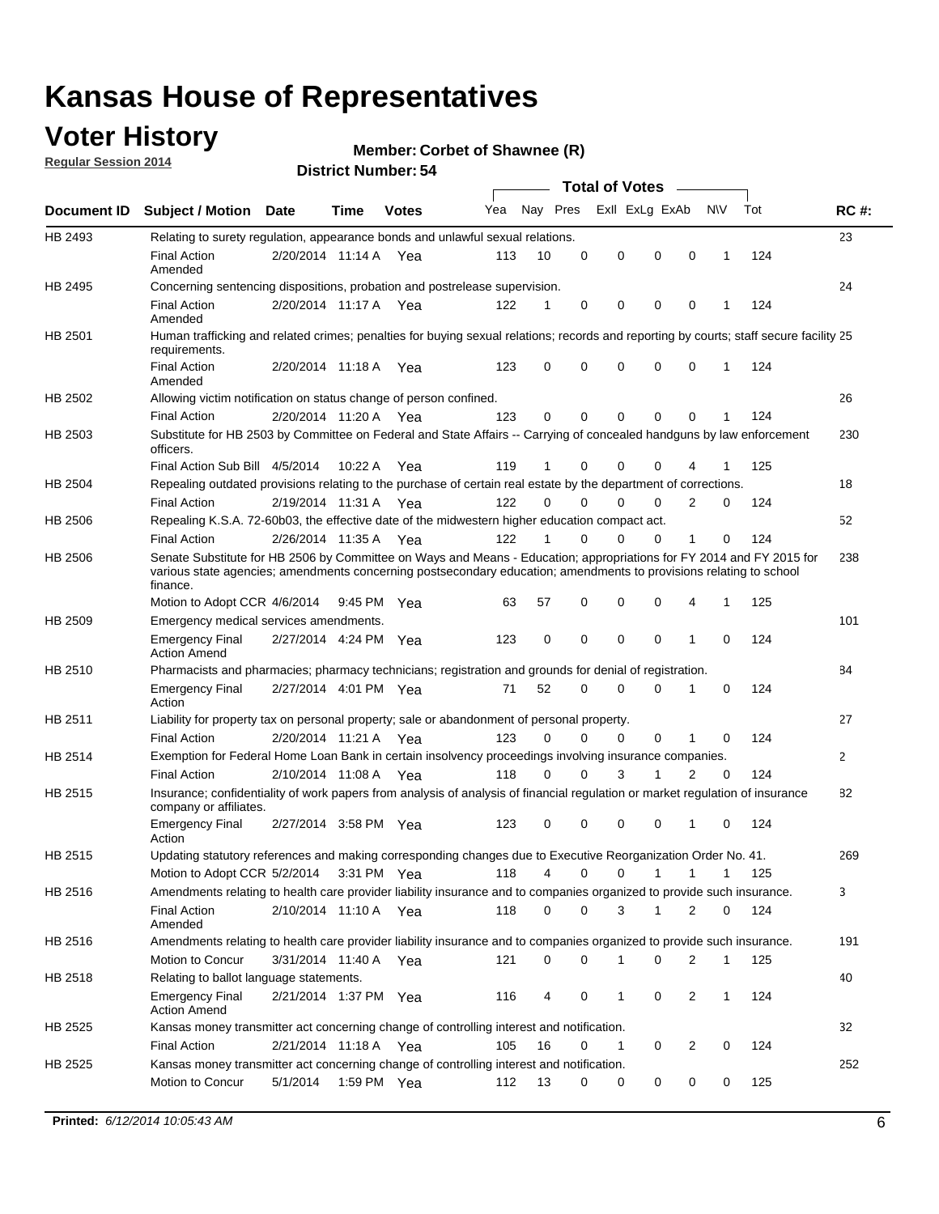# Kansas House of Representatives

## Voter History

**Regular Session 2014**

**Member: Corbet of Shawnee (R)**

**District Number: 54**

| Document ID | Subject / Motion | Date | Time | Votes | Yea | Nay | Pres | ExII | ExLg | ExAb | N\V | Tot | RC #: |
|---|---|---|---|---|---|---|---|---|---|---|---|---|---|
| HB 2493 | Relating to surety regulation, appearance bonds and unlawful sexual relations. | | | | | | | | | | | | 23 |
| | Final Action Amended | 2/20/2014 | 11:14 A | Yea | 113 | 10 | 0 | 0 | 0 | 0 | 1 | 124 | |
| HB 2495 | Concerning sentencing dispositions, probation and postrelease supervision. | | | | | | | | | | | | 24 |
| | Final Action Amended | 2/20/2014 | 11:17 A | Yea | 122 | 1 | 0 | 0 | 0 | 0 | 1 | 124 | |
| HB 2501 | Human trafficking and related crimes; penalties for buying sexual relations; records and reporting by courts; staff secure facility requirements. | | | | | | | | | | | | 25 |
| | Final Action Amended | 2/20/2014 | 11:18 A | Yea | 123 | 0 | 0 | 0 | 0 | 0 | 1 | 124 | |
| HB 2502 | Allowing victim notification on status change of person confined. | | | | | | | | | | | | 26 |
| | Final Action | 2/20/2014 | 11:20 A | Yea | 123 | 0 | 0 | 0 | 0 | 0 | 1 | 124 | |
| HB 2503 | Substitute for HB 2503 by Committee on Federal and State Affairs -- Carrying of concealed handguns by law enforcement officers. | | | | | | | | | | | | 230 |
| | Final Action Sub Bill | 4/5/2014 | 10:22 A | Yea | 119 | 1 | 0 | 0 | 0 | 4 | 1 | 125 | |
| HB 2504 | Repealing outdated provisions relating to the purchase of certain real estate by the department of corrections. | | | | | | | | | | | | 18 |
| | Final Action | 2/19/2014 | 11:31 A | Yea | 122 | 0 | 0 | 0 | 0 | 2 | 0 | 124 | |
| HB 2506 | Repealing K.S.A. 72-60b03, the effective date of the midwestern higher education compact act. | | | | | | | | | | | | 52 |
| | Final Action | 2/26/2014 | 11:35 A | Yea | 122 | 1 | 0 | 0 | 0 | 1 | 0 | 124 | |
| HB 2506 | Senate Substitute for HB 2506 by Committee on Ways and Means - Education; appropriations for FY 2014 and FY 2015 for various state agencies; amendments concerning postsecondary education; amendments to provisions relating to school finance. | | | | | | | | | | | | 238 |
| | Motion to Adopt CCR | 4/6/2014 | 9:45 PM | Yea | 63 | 57 | 0 | 0 | 0 | 4 | 1 | 125 | |
| HB 2509 | Emergency medical services amendments. | | | | | | | | | | | | 101 |
| | Emergency Final Action Amend | 2/27/2014 | 4:24 PM | Yea | 123 | 0 | 0 | 0 | 0 | 1 | 0 | 124 | |
| HB 2510 | Pharmacists and pharmacies; pharmacy technicians; registration and grounds for denial of registration. | | | | | | | | | | | | 84 |
| | Emergency Final Action | 2/27/2014 | 4:01 PM | Yea | 71 | 52 | 0 | 0 | 0 | 1 | 0 | 124 | |
| HB 2511 | Liability for property tax on personal property; sale or abandonment of personal property. | | | | | | | | | | | | 27 |
| | Final Action | 2/20/2014 | 11:21 A | Yea | 123 | 0 | 0 | 0 | 0 | 1 | 0 | 124 | |
| HB 2514 | Exemption for Federal Home Loan Bank in certain insolvency proceedings involving insurance companies. | | | | | | | | | | | | 2 |
| | Final Action | 2/10/2014 | 11:08 A | Yea | 118 | 0 | 0 | 3 | 1 | 2 | 0 | 124 | |
| HB 2515 | Insurance; confidentiality of work papers from analysis of analysis of financial regulation or market regulation of insurance company or affiliates. | | | | | | | | | | | | 82 |
| | Emergency Final Action | 2/27/2014 | 3:58 PM | Yea | 123 | 0 | 0 | 0 | 0 | 1 | 0 | 124 | |
| HB 2515 | Updating statutory references and making corresponding changes due to Executive Reorganization Order No. 41. | | | | | | | | | | | | 269 |
| | Motion to Adopt CCR | 5/2/2014 | 3:31 PM | Yea | 118 | 4 | 0 | 0 | 1 | 1 | 1 | 125 | |
| HB 2516 | Amendments relating to health care provider liability insurance and to companies organized to provide such insurance. | | | | | | | | | | | | 3 |
| | Final Action Amended | 2/10/2014 | 11:10 A | Yea | 118 | 0 | 0 | 3 | 1 | 2 | 0 | 124 | |
| HB 2516 | Amendments relating to health care provider liability insurance and to companies organized to provide such insurance. | | | | | | | | | | | | 191 |
| | Motion to Concur | 3/31/2014 | 11:40 A | Yea | 121 | 0 | 0 | 1 | 0 | 2 | 1 | 125 | |
| HB 2518 | Relating to ballot language statements. | | | | | | | | | | | | 40 |
| | Emergency Final Action Amend | 2/21/2014 | 1:37 PM | Yea | 116 | 4 | 0 | 1 | 0 | 2 | 1 | 124 | |
| HB 2525 | Kansas money transmitter act concerning change of controlling interest and notification. | | | | | | | | | | | | 32 |
| | Final Action | 2/21/2014 | 11:18 A | Yea | 105 | 16 | 0 | 1 | 0 | 2 | 0 | 124 | |
| HB 2525 | Kansas money transmitter act concerning change of controlling interest and notification. | | | | | | | | | | | | 252 |
| | Motion to Concur | 5/1/2014 | 1:59 PM | Yea | 112 | 13 | 0 | 0 | 0 | 0 | 0 | 125 | |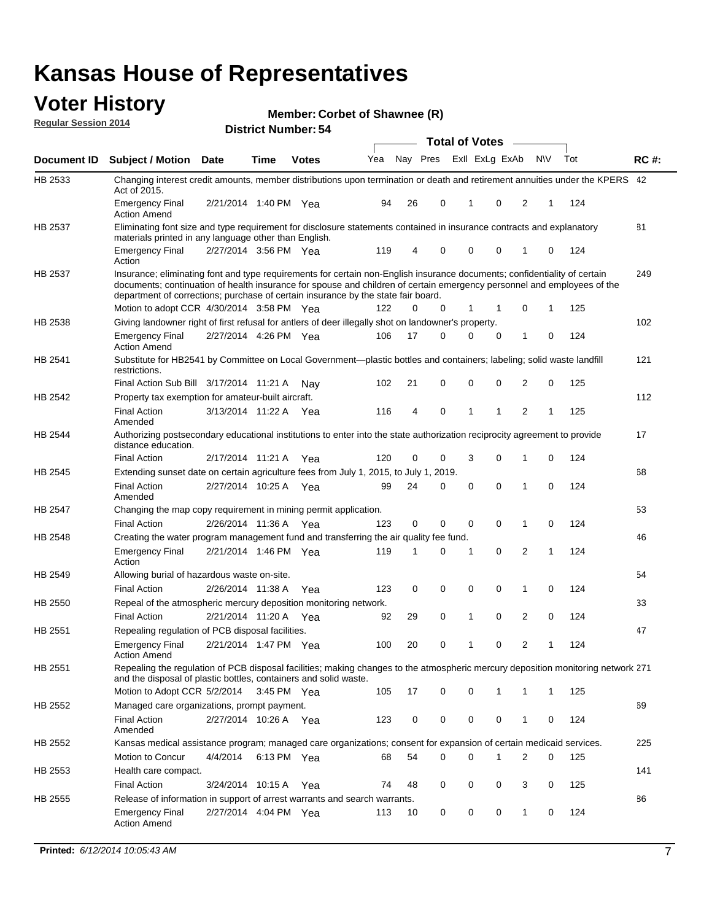# Kansas House of Representatives

## Voter History

**Regular Session 2014**

**Member: Corbet of Shawnee (R)**

**District Number: 54**

| Document ID | Subject / Motion | Date | Time | Votes | Yea | Nay | Pres | ExII | ExLg | ExAb | N\V | Tot | RC #: |
|---|---|---|---|---|---|---|---|---|---|---|---|---|---|
| HB 2533 | Changing interest credit amounts, member distributions upon termination or death and retirement annuities under the KPERS Act of 2015. | | | | | | | | | | | | 42 |
| | Emergency Final Action Amend | 2/21/2014 | 1:40 PM | Yea | 94 | 26 | 0 | 1 | 0 | 2 | 1 | 124 | |
| HB 2537 | Eliminating font size and type requirement for disclosure statements contained in insurance contracts and explanatory materials printed in any language other than English. | | | | | | | | | | | | 81 |
| | Emergency Final Action | 2/27/2014 | 3:56 PM | Yea | 119 | 4 | 0 | 0 | 0 | 1 | 0 | 124 | |
| HB 2537 | Insurance; eliminating font and type requirements for certain non-English insurance documents; confidentiality of certain documents; continuation of health insurance for spouse and children of certain emergency personnel and employees of the department of corrections; purchase of certain insurance by the state fair board. | | | | | | | | | | | | 249 |
| | Motion to adopt CCR | 4/30/2014 | 3:58 PM | Yea | 122 | 0 | 0 | 1 | 1 | 0 | 1 | 125 | |
| HB 2538 | Giving landowner right of first refusal for antlers of deer illegally shot on landowner's property. | | | | | | | | | | | | 102 |
| | Emergency Final Action Amend | 2/27/2014 | 4:26 PM | Yea | 106 | 17 | 0 | 0 | 0 | 1 | 0 | 124 | |
| HB 2541 | Substitute for HB2541 by Committee on Local Government—plastic bottles and containers; labeling; solid waste landfill restrictions. | | | | | | | | | | | | 121 |
| | Final Action Sub Bill | 3/17/2014 | 11:21 A | Nay | 102 | 21 | 0 | 0 | 0 | 2 | 0 | 125 | |
| HB 2542 | Property tax exemption for amateur-built aircraft. | | | | | | | | | | | | 112 |
| | Final Action Amended | 3/13/2014 | 11:22 A | Yea | 116 | 4 | 0 | 1 | 1 | 2 | 1 | 125 | |
| HB 2544 | Authorizing postsecondary educational institutions to enter into the state authorization reciprocity agreement to provide distance education. | | | | | | | | | | | | 17 |
| | Final Action | 2/17/2014 | 11:21 A | Yea | 120 | 0 | 0 | 3 | 0 | 1 | 0 | 124 | |
| HB 2545 | Extending sunset date on certain agriculture fees from July 1, 2015, to July 1, 2019. | | | | | | | | | | | | 68 |
| | Final Action Amended | 2/27/2014 | 10:25 A | Yea | 99 | 24 | 0 | 0 | 0 | 1 | 0 | 124 | |
| HB 2547 | Changing the map copy requirement in mining permit application. | | | | | | | | | | | | 53 |
| | Final Action | 2/26/2014 | 11:36 A | Yea | 123 | 0 | 0 | 0 | 0 | 1 | 0 | 124 | |
| HB 2548 | Creating the water program management fund and transferring the air quality fee fund. | | | | | | | | | | | | 46 |
| | Emergency Final Action | 2/21/2014 | 1:46 PM | Yea | 119 | 1 | 0 | 1 | 0 | 2 | 1 | 124 | |
| HB 2549 | Allowing burial of hazardous waste on-site. | | | | | | | | | | | | 54 |
| | Final Action | 2/26/2014 | 11:38 A | Yea | 123 | 0 | 0 | 0 | 0 | 1 | 0 | 124 | |
| HB 2550 | Repeal of the atmospheric mercury deposition monitoring network. | | | | | | | | | | | | 33 |
| | Final Action | 2/21/2014 | 11:20 A | Yea | 92 | 29 | 0 | 1 | 0 | 2 | 0 | 124 | |
| HB 2551 | Repealing regulation of PCB disposal facilities. | | | | | | | | | | | | 47 |
| | Emergency Final Action Amend | 2/21/2014 | 1:47 PM | Yea | 100 | 20 | 0 | 1 | 0 | 2 | 1 | 124 | |
| HB 2551 | Repealing the regulation of PCB disposal facilities; making changes to the atmospheric mercury deposition monitoring network and the disposal of plastic bottles, containers and solid waste. | | | | | | | | | | | | 271 |
| | Motion to Adopt CCR | 5/2/2014 | 3:45 PM | Yea | 105 | 17 | 0 | 0 | 1 | 1 | 1 | 125 | |
| HB 2552 | Managed care organizations, prompt payment. | | | | | | | | | | | | 69 |
| | Final Action Amended | 2/27/2014 | 10:26 A | Yea | 123 | 0 | 0 | 0 | 0 | 1 | 0 | 124 | |
| HB 2552 | Kansas medical assistance program; managed care organizations; consent for expansion of certain medicaid services. | | | | | | | | | | | | 225 |
| | Motion to Concur | 4/4/2014 | 6:13 PM | Yea | 68 | 54 | 0 | 0 | 1 | 2 | 0 | 125 | |
| HB 2553 | Health care compact. | | | | | | | | | | | | 141 |
| | Final Action | 3/24/2014 | 10:15 A | Yea | 74 | 48 | 0 | 0 | 0 | 3 | 0 | 125 | |
| HB 2555 | Release of information in support of arrest warrants and search warrants. | | | | | | | | | | | | 86 |
| | Emergency Final Action Amend | 2/27/2014 | 4:04 PM | Yea | 113 | 10 | 0 | 0 | 0 | 1 | 0 | 124 | |

**Printed:** *6/12/2014 10:05:43 AM*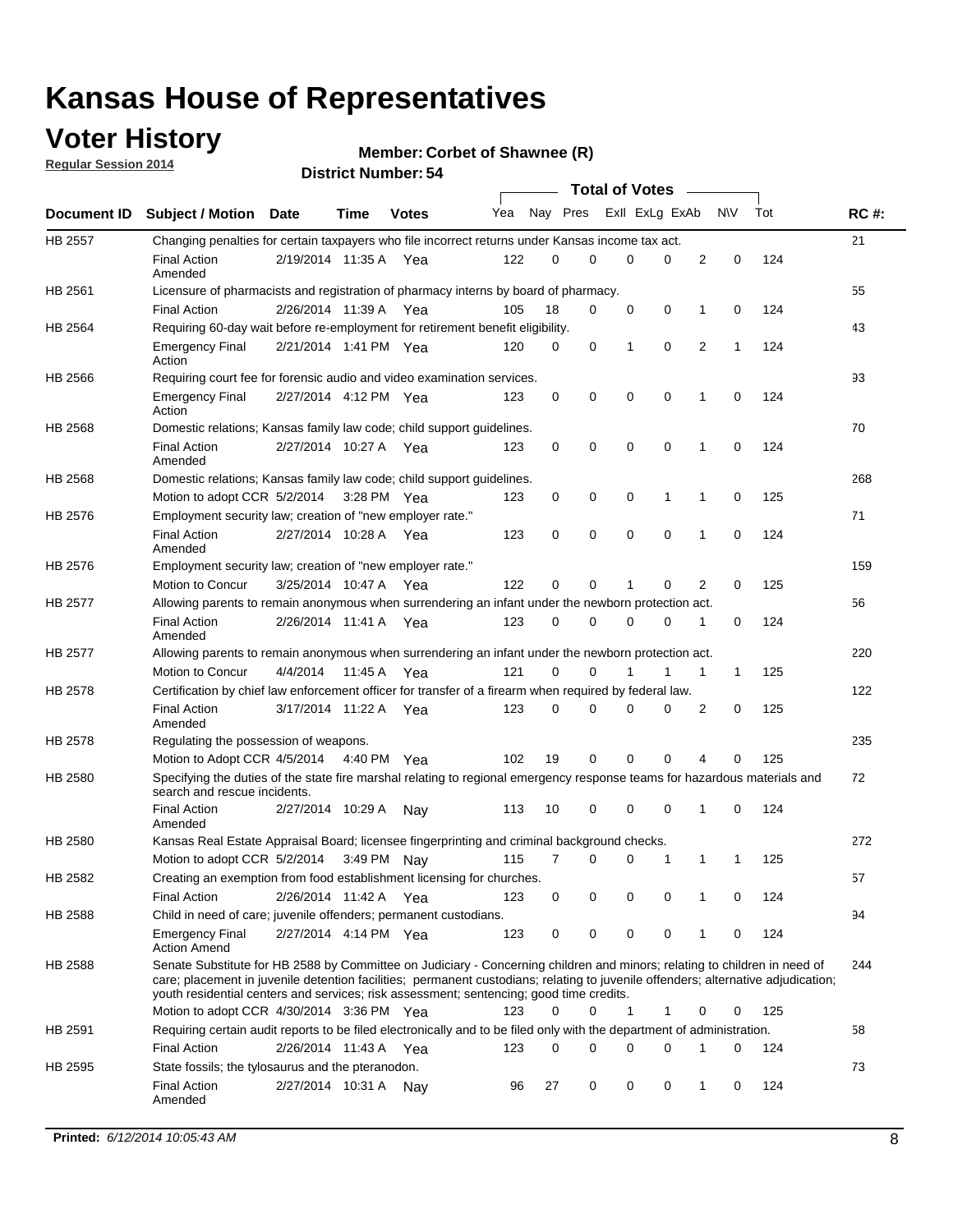# Kansas House of Representatives

## Voter History

**Regular Session 2014**

**Member: Corbet of Shawnee (R)**

**District Number: 54**

| Document ID | Subject / Motion | Date | Time | Votes | Yea | Nay | Pres | ExII | ExLg | ExAb | N\V | Tot | RC #: |
|---|---|---|---|---|---|---|---|---|---|---|---|---|---|
| HB 2557 | Changing penalties for certain taxpayers who file incorrect returns under Kansas income tax act. | | | | | | | | | | | | 21 |
| | Final Action Amended | 2/19/2014 | 11:35 A | Yea | 122 | 0 | 0 | 0 | 0 | 2 | 0 | 124 | |
| HB 2561 | Licensure of pharmacists and registration of pharmacy interns by board of pharmacy. | | | | | | | | | | | | 55 |
| | Final Action | 2/26/2014 | 11:39 A | Yea | 105 | 18 | 0 | 0 | 0 | 1 | 0 | 124 | |
| HB 2564 | Requiring 60-day wait before re-employment for retirement benefit eligibility. | | | | | | | | | | | | 43 |
| | Emergency Final Action | 2/21/2014 | 1:41 PM | Yea | 120 | 0 | 0 | 1 | 0 | 2 | 1 | 124 | |
| HB 2566 | Requiring court fee for forensic audio and video examination services. | | | | | | | | | | | | 93 |
| | Emergency Final Action | 2/27/2014 | 4:12 PM | Yea | 123 | 0 | 0 | 0 | 0 | 1 | 0 | 124 | |
| HB 2568 | Domestic relations; Kansas family law code; child support guidelines. | | | | | | | | | | | | 70 |
| | Final Action Amended | 2/27/2014 | 10:27 A | Yea | 123 | 0 | 0 | 0 | 0 | 1 | 0 | 124 | |
| HB 2568 | Domestic relations; Kansas family law code; child support guidelines. | | | | | | | | | | | | 268 |
| | Motion to adopt CCR | 5/2/2014 | 3:28 PM | Yea | 123 | 0 | 0 | 0 | 1 | 1 | 0 | 125 | |
| HB 2576 | Employment security law; creation of "new employer rate." | | | | | | | | | | | | 71 |
| | Final Action Amended | 2/27/2014 | 10:28 A | Yea | 123 | 0 | 0 | 0 | 0 | 1 | 0 | 124 | |
| HB 2576 | Employment security law; creation of "new employer rate." | | | | | | | | | | | | 159 |
| | Motion to Concur | 3/25/2014 | 10:47 A | Yea | 122 | 0 | 0 | 1 | 0 | 2 | 0 | 125 | |
| HB 2577 | Allowing parents to remain anonymous when surrendering an infant under the newborn protection act. | | | | | | | | | | | | 56 |
| | Final Action Amended | 2/26/2014 | 11:41 A | Yea | 123 | 0 | 0 | 0 | 0 | 1 | 0 | 124 | |
| HB 2577 | Allowing parents to remain anonymous when surrendering an infant under the newborn protection act. | | | | | | | | | | | | 220 |
| | Motion to Concur | 4/4/2014 | 11:45 A | Yea | 121 | 0 | 0 | 1 | 1 | 1 | 1 | 125 | |
| HB 2578 | Certification by chief law enforcement officer for transfer of a firearm when required by federal law. | | | | | | | | | | | | 122 |
| | Final Action Amended | 3/17/2014 | 11:22 A | Yea | 123 | 0 | 0 | 0 | 0 | 2 | 0 | 125 | |
| HB 2578 | Regulating the possession of weapons. | | | | | | | | | | | | 235 |
| | Motion to Adopt CCR | 4/5/2014 | 4:40 PM | Yea | 102 | 19 | 0 | 0 | 0 | 4 | 0 | 125 | |
| HB 2580 | Specifying the duties of the state fire marshal relating to regional emergency response teams for hazardous materials and search and rescue incidents. | | | | | | | | | | | | 72 |
| | Final Action Amended | 2/27/2014 | 10:29 A | Nay | 113 | 10 | 0 | 0 | 0 | 1 | 0 | 124 | |
| HB 2580 | Kansas Real Estate Appraisal Board; licensee fingerprinting and criminal background checks. | | | | | | | | | | | | 272 |
| | Motion to adopt CCR | 5/2/2014 | 3:49 PM | Nay | 115 | 7 | 0 | 0 | 1 | 1 | 1 | 125 | |
| HB 2582 | Creating an exemption from food establishment licensing for churches. | | | | | | | | | | | | 57 |
| | Final Action | 2/26/2014 | 11:42 A | Yea | 123 | 0 | 0 | 0 | 0 | 1 | 0 | 124 | |
| HB 2588 | Child in need of care; juvenile offenders; permanent custodians. | | | | | | | | | | | | 94 |
| | Emergency Final Action Amend | 2/27/2014 | 4:14 PM | Yea | 123 | 0 | 0 | 0 | 0 | 1 | 0 | 124 | |
| HB 2588 | Senate Substitute for HB 2588 by Committee on Judiciary - Concerning children and minors; relating to children in need of care; placement in juvenile detention facilities; permanent custodians; relating to juvenile offenders; alternative adjudication; youth residential centers and services; risk assessment; sentencing; good time credits. | | | | | | | | | | | | 244 |
| | Motion to adopt CCR | 4/30/2014 | 3:36 PM | Yea | 123 | 0 | 0 | 1 | 1 | 0 | 0 | 125 | |
| HB 2591 | Requiring certain audit reports to be filed electronically and to be filed only with the department of administration. | | | | | | | | | | | | 58 |
| | Final Action | 2/26/2014 | 11:43 A | Yea | 123 | 0 | 0 | 0 | 0 | 1 | 0 | 124 | |
| HB 2595 | State fossils; the tylosaurus and the pteranodon. | | | | | | | | | | | | 73 |
| | Final Action Amended | 2/27/2014 | 10:31 A | Nay | 96 | 27 | 0 | 0 | 0 | 1 | 0 | 124 | |

**Printed:** *6/12/2014 10:05:43 AM*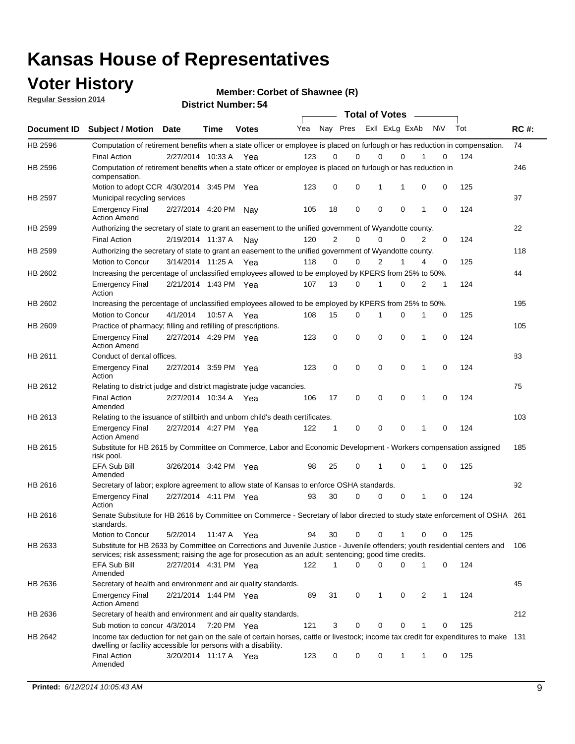# Kansas House of Representatives

## Voter History

**Regular Session 2014**

**Member: Corbet of Shawnee (R)**

**District Number: 54**

| Document ID | Subject / Motion | Date | Time | Votes | Yea | Nay | Pres | ExII | ExLg | ExAb | N\V | Tot | RC #: |
|---|---|---|---|---|---|---|---|---|---|---|---|---|---|
| HB 2596 | Computation of retirement benefits when a state officer or employee is placed on furlough or has reduction in compensation. | | | | | | | | | | | | 74 |
| | Final Action | 2/27/2014 | 10:33 A | Yea | 123 | 0 | 0 | 0 | 0 | 1 | 0 | 124 | |
| HB 2596 | Computation of retirement benefits when a state officer or employee is placed on furlough or has reduction in compensation. | | | | | | | | | | | | 246 |
| | Motion to adopt CCR | 4/30/2014 | 3:45 PM | Yea | 123 | 0 | 0 | 1 | 1 | 0 | 0 | 125 | |
| HB 2597 | Municipal recycling services | | | | | | | | | | | | 97 |
| | Emergency Final Action Amend | 2/27/2014 | 4:20 PM | Nay | 105 | 18 | 0 | 0 | 0 | 1 | 0 | 124 | |
| HB 2599 | Authorizing the secretary of state to grant an easement to the unified government of Wyandotte county. | | | | | | | | | | | | 22 |
| | Final Action | 2/19/2014 | 11:37 A | Nay | 120 | 2 | 0 | 0 | 0 | 2 | 0 | 124 | |
| HB 2599 | Authorizing the secretary of state to grant an easement to the unified government of Wyandotte county. | | | | | | | | | | | | 118 |
| | Motion to Concur | 3/14/2014 | 11:25 A | Yea | 118 | 0 | 0 | 2 | 1 | 4 | 0 | 125 | |
| HB 2602 | Increasing the percentage of unclassified employees allowed to be employed by KPERS from 25% to 50%. | | | | | | | | | | | | 44 |
| | Emergency Final Action | 2/21/2014 | 1:43 PM | Yea | 107 | 13 | 0 | 1 | 0 | 2 | 1 | 124 | |
| HB 2602 | Increasing the percentage of unclassified employees allowed to be employed by KPERS from 25% to 50%. | | | | | | | | | | | | 195 |
| | Motion to Concur | 4/1/2014 | 10:57 A | Yea | 108 | 15 | 0 | 1 | 0 | 1 | 0 | 125 | |
| HB 2609 | Practice of pharmacy; filling and refilling of prescriptions. | | | | | | | | | | | | 105 |
| | Emergency Final Action Amend | 2/27/2014 | 4:29 PM | Yea | 123 | 0 | 0 | 0 | 0 | 1 | 0 | 124 | |
| HB 2611 | Conduct of dental offices. | | | | | | | | | | | | 83 |
| | Emergency Final Action | 2/27/2014 | 3:59 PM | Yea | 123 | 0 | 0 | 0 | 0 | 1 | 0 | 124 | |
| HB 2612 | Relating to district judge and district magistrate judge vacancies. | | | | | | | | | | | | 75 |
| | Final Action Amended | 2/27/2014 | 10:34 A | Yea | 106 | 17 | 0 | 0 | 0 | 1 | 0 | 124 | |
| HB 2613 | Relating to the issuance of stillbirth and unborn child's death certificates. | | | | | | | | | | | | 103 |
| | Emergency Final Action Amend | 2/27/2014 | 4:27 PM | Yea | 122 | 1 | 0 | 0 | 0 | 1 | 0 | 124 | |
| HB 2615 | Substitute for HB 2615 by Committee on Commerce, Labor and Economic Development - Workers compensation assigned risk pool. | | | | | | | | | | | | 185 |
| | EFA Sub Bill Amended | 3/26/2014 | 3:42 PM | Yea | 98 | 25 | 0 | 1 | 0 | 1 | 0 | 125 | |
| HB 2616 | Secretary of labor; explore agreement to allow state of Kansas to enforce OSHA standards. | | | | | | | | | | | | 92 |
| | Emergency Final Action | 2/27/2014 | 4:11 PM | Yea | 93 | 30 | 0 | 0 | 0 | 1 | 0 | 124 | |
| HB 2616 | Senate Substitute for HB 2616 by Committee on Commerce - Secretary of labor directed to study state enforcement of OSHA standards. | | | | | | | | | | | | 261 |
| | Motion to Concur | 5/2/2014 | 11:47 A | Yea | 94 | 30 | 0 | 0 | 1 | 0 | 0 | 125 | |
| HB 2633 | Substitute for HB 2633 by Committee on Corrections and Juvenile Justice - Juvenile offenders; youth residential centers and services; risk assessment; raising the age for prosecution as an adult; sentencing; good time credits. | | | | | | | | | | | | 106 |
| | EFA Sub Bill Amended | 2/27/2014 | 4:31 PM | Yea | 122 | 1 | 0 | 0 | 0 | 1 | 0 | 124 | |
| HB 2636 | Secretary of health and environment and air quality standards. | | | | | | | | | | | | 45 |
| | Emergency Final Action Amend | 2/21/2014 | 1:44 PM | Yea | 89 | 31 | 0 | 1 | 0 | 2 | 1 | 124 | |
| HB 2636 | Secretary of health and environment and air quality standards. | | | | | | | | | | | | 212 |
| | Sub motion to concur | 4/3/2014 | 7:20 PM | Yea | 121 | 3 | 0 | 0 | 0 | 1 | 0 | 125 | |
| HB 2642 | Income tax deduction for net gain on the sale of certain horses, cattle or livestock; income tax credit for expenditures to make dwelling or facility accessible for persons with a disability. | | | | | | | | | | | | 131 |
| | Final Action Amended | 3/20/2014 | 11:17 A | Yea | 123 | 0 | 0 | 0 | 1 | 1 | 0 | 125 | |

**Printed:** *6/12/2014 10:05:43 AM*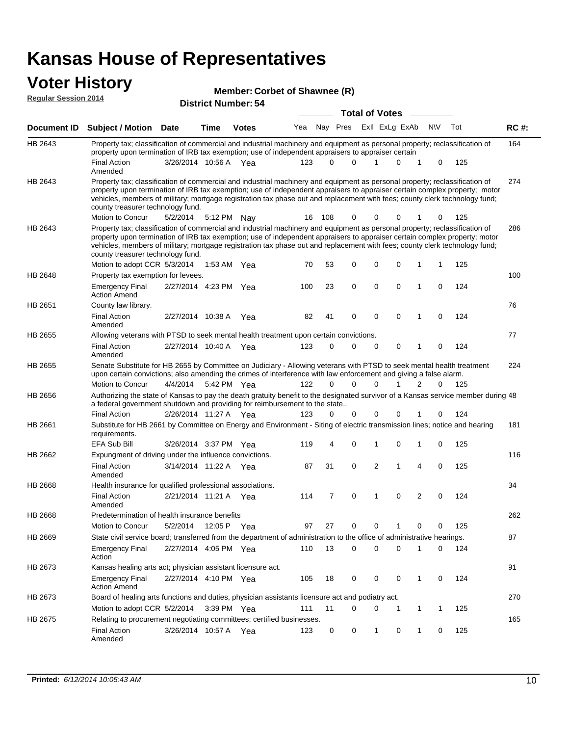# Kansas House of Representatives

## Voter History

**Regular Session 2014**

**Member: Corbet of Shawnee (R)**

**District Number: 54**

| Document ID | Subject / Motion | Date | Time | Votes | Yea | Nay | Pres | ExII | ExLg | ExAb | N\V | Tot | RC #: |
|---|---|---|---|---|---|---|---|---|---|---|---|---|---|
| HB 2643 | Property tax; classification of commercial and industrial machinery and equipment as personal property; reclassification of property upon termination of IRB tax exemption; use of independent appraisers to appraiser certain | | | | | | | | | | | | 164 |
| | Final Action Amended | 3/26/2014 | 10:56 A | Yea | 123 | 0 | 0 | 1 | 0 | 1 | 0 | 125 | |
| HB 2643 | Property tax; classification of commercial and industrial machinery and equipment as personal property; reclassification of property upon termination of IRB tax exemption; use of independent appraisers to appraiser certain complex property; motor vehicles, members of military; mortgage registration tax phase out and replacement with fees; county clerk technology fund; county treasurer technology fund. | | | | | | | | | | | | 274 |
| | Motion to Concur | 5/2/2014 | 5:12 PM | Nay | 16 | 108 | 0 | 0 | 0 | 1 | 0 | 125 | |
| HB 2643 | Property tax; classification of commercial and industrial machinery and equipment as personal property; reclassification of property upon termination of IRB tax exemption; use of independent appraisers to appraiser certain complex property; motor vehicles, members of military; mortgage registration tax phase out and replacement with fees; county clerk technology fund; county treasurer technology fund. | | | | | | | | | | | | 286 |
| | Motion to adopt CCR | 5/3/2014 | 1:53 AM | Yea | 70 | 53 | 0 | 0 | 0 | 1 | 1 | 125 | |
| HB 2648 | Property tax exemption for levees. | | | | | | | | | | | | 100 |
| | Emergency Final Action Amend | 2/27/2014 | 4:23 PM | Yea | 100 | 23 | 0 | 0 | 0 | 1 | 0 | 124 | |
| HB 2651 | County law library. | | | | | | | | | | | | 76 |
| | Final Action Amended | 2/27/2014 | 10:38 A | Yea | 82 | 41 | 0 | 0 | 0 | 1 | 0 | 124 | |
| HB 2655 | Allowing veterans with PTSD to seek mental health treatment upon certain convictions. | | | | | | | | | | | | 77 |
| | Final Action Amended | 2/27/2014 | 10:40 A | Yea | 123 | 0 | 0 | 0 | 0 | 1 | 0 | 124 | |
| HB 2655 | Senate Substitute for HB 2655 by Committee on Judiciary - Allowing veterans with PTSD to seek mental health treatment upon certain convictions; also amending the crimes of interference with law enforcement and giving a false alarm. | | | | | | | | | | | | 224 |
| | Motion to Concur | 4/4/2014 | 5:42 PM | Yea | 122 | 0 | 0 | 0 | 1 | 2 | 0 | 125 | |
| HB 2656 | Authorizing the state of Kansas to pay the death gratuity benefit to the designated survivor of a Kansas service member during a federal government shutdown and providing for reimbursement to the state.. | | | | | | | | | | | | 48 |
| | Final Action | 2/26/2014 | 11:27 A | Yea | 123 | 0 | 0 | 0 | 0 | 1 | 0 | 124 | |
| HB 2661 | Substitute for HB 2661 by Committee on Energy and Environment - Siting of electric transmission lines; notice and hearing requirements. | | | | | | | | | | | | 181 |
| | EFA Sub Bill | 3/26/2014 | 3:37 PM | Yea | 119 | 4 | 0 | 1 | 0 | 1 | 0 | 125 | |
| HB 2662 | Expungment of driving under the influence convictions. | | | | | | | | | | | | 116 |
| | Final Action Amended | 3/14/2014 | 11:22 A | Yea | 87 | 31 | 0 | 2 | 1 | 4 | 0 | 125 | |
| HB 2668 | Health insurance for qualified professional associations. | | | | | | | | | | | | 34 |
| | Final Action Amended | 2/21/2014 | 11:21 A | Yea | 114 | 7 | 0 | 1 | 0 | 2 | 0 | 124 | |
| HB 2668 | Predetermination of health insurance benefits | | | | | | | | | | | | 262 |
| | Motion to Concur | 5/2/2014 | 12:05 P | Yea | 97 | 27 | 0 | 0 | 1 | 0 | 0 | 125 | |
| HB 2669 | State civil service board; transferred from the department of administration to the office of administrative hearings. | | | | | | | | | | | | 87 |
| | Emergency Final Action | 2/27/2014 | 4:05 PM | Yea | 110 | 13 | 0 | 0 | 0 | 1 | 0 | 124 | |
| HB 2673 | Kansas healing arts act; physician assistant licensure act. | | | | | | | | | | | | 91 |
| | Emergency Final Action Amend | 2/27/2014 | 4:10 PM | Yea | 105 | 18 | 0 | 0 | 0 | 1 | 0 | 124 | |
| HB 2673 | Board of healing arts functions and duties, physician assistants licensure act and podiatry act. | | | | | | | | | | | | 270 |
| | Motion to adopt CCR | 5/2/2014 | 3:39 PM | Yea | 111 | 11 | 0 | 0 | 1 | 1 | 1 | 125 | |
| HB 2675 | Relating to procurement negotiating committees; certified businesses. | | | | | | | | | | | | 165 |
| | Final Action Amended | 3/26/2014 | 10:57 A | Yea | 123 | 0 | 0 | 1 | 0 | 1 | 0 | 125 | |

**Printed:** *6/12/2014 10:05:43 AM*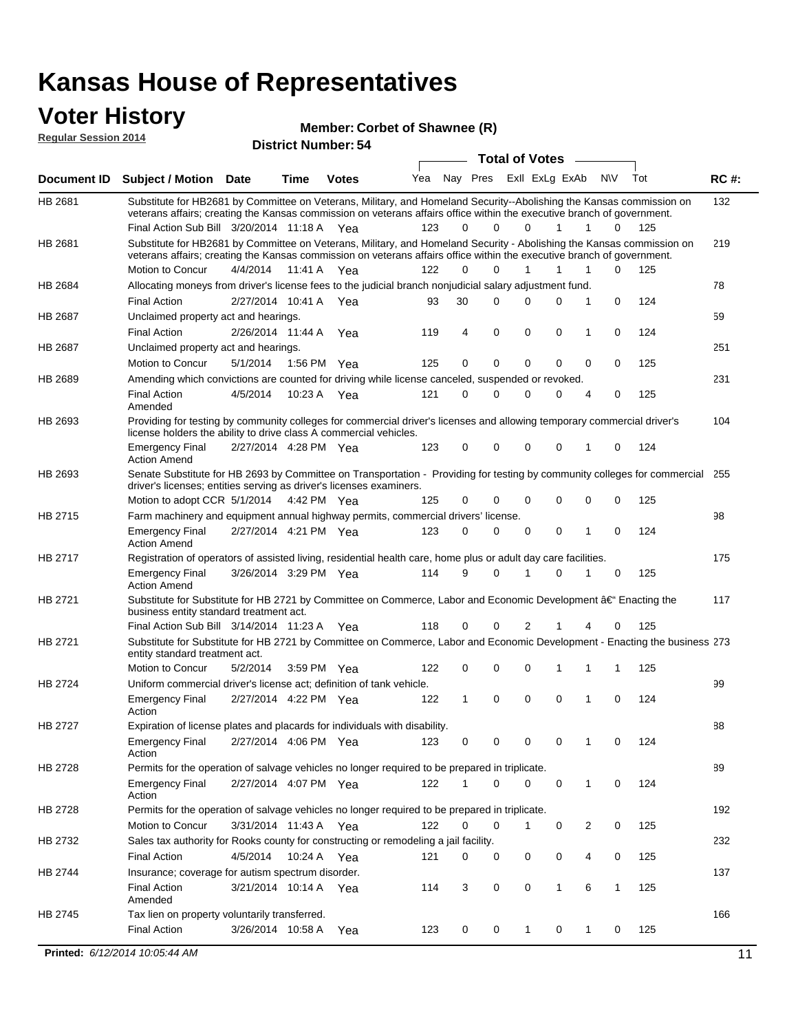# Kansas House of Representatives

## Voter History

**Regular Session 2014**

**Member: Corbet of Shawnee (R)**

**District Number: 54**

| Document ID | Subject / Motion | Date | Time | Votes | Yea | Nay | Pres | ExII | ExLg | ExAb | N\V | Tot | RC #: |
|---|---|---|---|---|---|---|---|---|---|---|---|---|---|
| HB 2681 | Substitute for HB2681 by Committee on Veterans, Military, and Homeland Security--Abolishing the Kansas commission on veterans affairs; creating the Kansas commission on veterans affairs office within the executive branch of government. | | | | | | | | | | | | 132 |
| | Final Action Sub Bill | 3/20/2014 | 11:18 A | Yea | 123 | 0 | 0 | 0 | 1 | 1 | 0 | 125 | |
| HB 2681 | Substitute for HB2681 by Committee on Veterans, Military, and Homeland Security - Abolishing the Kansas commission on veterans affairs; creating the Kansas commission on veterans affairs office within the executive branch of government. | | | | | | | | | | | | 219 |
| | Motion to Concur | 4/4/2014 | 11:41 A | Yea | 122 | 0 | 0 | 1 | 1 | 1 | 0 | 125 | |
| HB 2684 | Allocating moneys from driver's license fees to the judicial branch nonjudicial salary adjustment fund. | | | | | | | | | | | | 78 |
| | Final Action | 2/27/2014 | 10:41 A | Yea | 93 | 30 | 0 | 0 | 0 | 1 | 0 | 124 | |
| HB 2687 | Unclaimed property act and hearings. | | | | | | | | | | | | 59 |
| | Final Action | 2/26/2014 | 11:44 A | Yea | 119 | 4 | 0 | 0 | 0 | 1 | 0 | 124 | |
| HB 2687 | Unclaimed property act and hearings. | | | | | | | | | | | | 251 |
| | Motion to Concur | 5/1/2014 | 1:56 PM | Yea | 125 | 0 | 0 | 0 | 0 | 0 | 0 | 125 | |
| HB 2689 | Amending which convictions are counted for driving while license canceled, suspended or revoked. | | | | | | | | | | | | 231 |
| | Final Action Amended | 4/5/2014 | 10:23 A | Yea | 121 | 0 | 0 | 0 | 0 | 4 | 0 | 125 | |
| HB 2693 | Providing for testing by community colleges for commercial driver's licenses and allowing temporary commercial driver's license holders the ability to drive class A commercial vehicles. | | | | | | | | | | | | 104 |
| | Emergency Final Action Amend | 2/27/2014 | 4:28 PM | Yea | 123 | 0 | 0 | 0 | 0 | 1 | 0 | 124 | |
| HB 2693 | Senate Substitute for HB 2693 by Committee on Transportation - Providing for testing by community colleges for commercial driver's licenses; entities serving as driver's licenses examiners. | | | | | | | | | | | | 255 |
| | Motion to adopt CCR | 5/1/2014 | 4:42 PM | Yea | 125 | 0 | 0 | 0 | 0 | 0 | 0 | 125 | |
| HB 2715 | Farm machinery and equipment annual highway permits, commercial drivers' license. | | | | | | | | | | | | 98 |
| | Emergency Final Action Amend | 2/27/2014 | 4:21 PM | Yea | 123 | 0 | 0 | 0 | 0 | 1 | 0 | 124 | |
| HB 2717 | Registration of operators of assisted living, residential health care, home plus or adult day care facilities. | | | | | | | | | | | | 175 |
| | Emergency Final Action Amend | 3/26/2014 | 3:29 PM | Yea | 114 | 9 | 0 | 1 | 0 | 1 | 0 | 125 | |
| HB 2721 | Substitute for Substitute for HB 2721 by Committee on Commerce, Labor and Economic Development â€“ Enacting the business entity standard treatment act. | | | | | | | | | | | | 117 |
| | Final Action Sub Bill | 3/14/2014 | 11:23 A | Yea | 118 | 0 | 0 | 2 | 1 | 4 | 0 | 125 | |
| HB 2721 | Substitute for Substitute for HB 2721 by Committee on Commerce, Labor and Economic Development - Enacting the business entity standard treatment act. | | | | | | | | | | | | 273 |
| | Motion to Concur | 5/2/2014 | 3:59 PM | Yea | 122 | 0 | 0 | 0 | 1 | 1 | 1 | 125 | |
| HB 2724 | Uniform commercial driver's license act; definition of tank vehicle. | | | | | | | | | | | | 99 |
| | Emergency Final Action | 2/27/2014 | 4:22 PM | Yea | 122 | 1 | 0 | 0 | 0 | 1 | 0 | 124 | |
| HB 2727 | Expiration of license plates and placards for individuals with disability. | | | | | | | | | | | | 88 |
| | Emergency Final Action | 2/27/2014 | 4:06 PM | Yea | 123 | 0 | 0 | 0 | 0 | 1 | 0 | 124 | |
| HB 2728 | Permits for the operation of salvage vehicles no longer required to be prepared in triplicate. | | | | | | | | | | | | 89 |
| | Emergency Final Action | 2/27/2014 | 4:07 PM | Yea | 122 | 1 | 0 | 0 | 0 | 1 | 0 | 124 | |
| HB 2728 | Permits for the operation of salvage vehicles no longer required to be prepared in triplicate. | | | | | | | | | | | | 192 |
| | Motion to Concur | 3/31/2014 | 11:43 A | Yea | 122 | 0 | 0 | 1 | 0 | 2 | 0 | 125 | |
| HB 2732 | Sales tax authority for Rooks county for constructing or remodeling a jail facility. | | | | | | | | | | | | 232 |
| | Final Action | 4/5/2014 | 10:24 A | Yea | 121 | 0 | 0 | 0 | 0 | 4 | 0 | 125 | |
| HB 2744 | Insurance; coverage for autism spectrum disorder. | | | | | | | | | | | | 137 |
| | Final Action Amended | 3/21/2014 | 10:14 A | Yea | 114 | 3 | 0 | 0 | 1 | 6 | 1 | 125 | |
| HB 2745 | Tax lien on property voluntarily transferred. | | | | | | | | | | | | 166 |
| | Final Action | 3/26/2014 | 10:58 A | Yea | 123 | 0 | 0 | 1 | 0 | 1 | 0 | 125 | |

**Printed:** *6/12/2014 10:05:44 AM*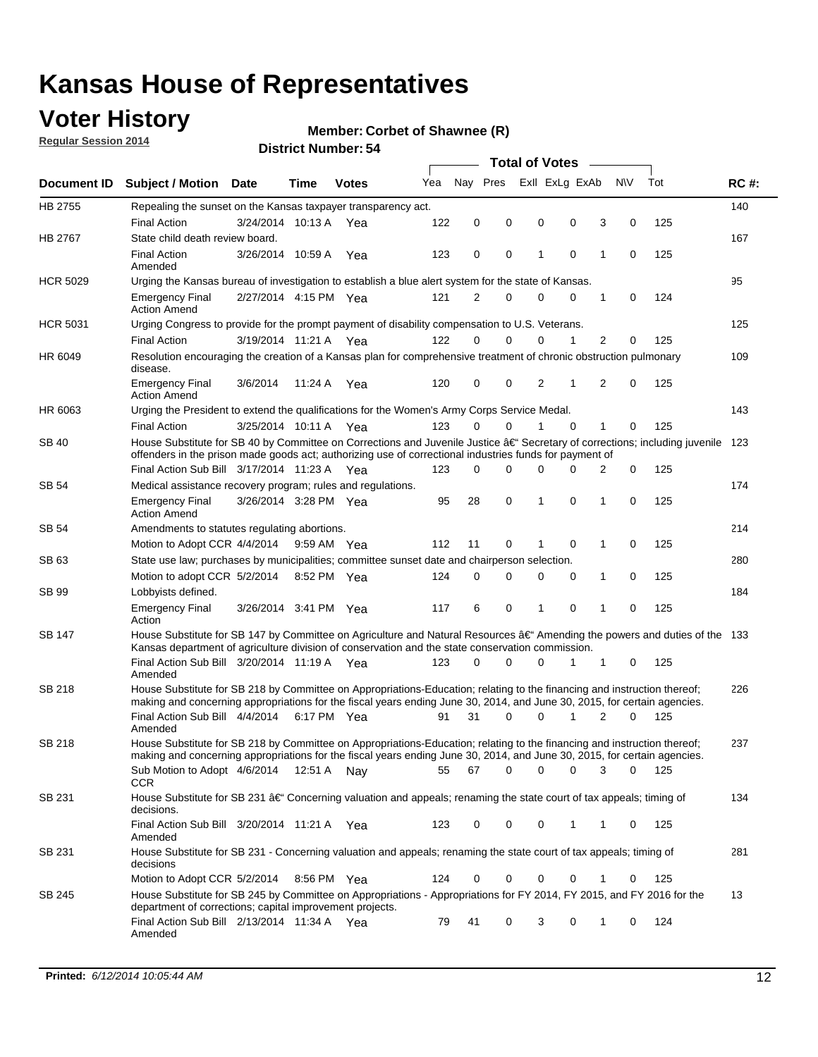# Kansas House of Representatives

## Voter History

**Regular Session 2014**

**Member: Corbet of Shawnee (R)**

**District Number: 54**

| Document ID | Subject / Motion | Date | Time | Votes | Yea | Nay | Pres | ExII | ExLg | ExAb | N\V | Tot | RC #: |
|---|---|---|---|---|---|---|---|---|---|---|---|---|---|
| HB 2755 | Repealing the sunset on the Kansas taxpayer transparency act. | | | | | | | | | | | | 140 |
| | Final Action | 3/24/2014 | 10:13 A | Yea | 122 | 0 | 0 | 0 | 0 | 3 | 0 | 125 | |
| HB 2767 | State child death review board. | | | | | | | | | | | | 167 |
| | Final Action Amended | 3/26/2014 | 10:59 A | Yea | 123 | 0 | 0 | 1 | 0 | 1 | 0 | 125 | |
| HCR 5029 | Urging the Kansas bureau of investigation to establish a blue alert system for the state of Kansas. | | | | | | | | | | | | 95 |
| | Emergency Final Action Amend | 2/27/2014 | 4:15 PM | Yea | 121 | 2 | 0 | 0 | 0 | 1 | 0 | 124 | |
| HCR 5031 | Urging Congress to provide for the prompt payment of disability compensation to U.S. Veterans. | | | | | | | | | | | | 125 |
| | Final Action | 3/19/2014 | 11:21 A | Yea | 122 | 0 | 0 | 0 | 1 | 2 | 0 | 125 | |
| HR 6049 | Resolution encouraging the creation of a Kansas plan for comprehensive treatment of chronic obstruction pulmonary disease. | | | | | | | | | | | | 109 |
| | Emergency Final Action Amend | 3/6/2014 | 11:24 A | Yea | 120 | 0 | 0 | 2 | 1 | 2 | 0 | 125 | |
| HR 6063 | Urging the President to extend the qualifications for the Women's Army Corps Service Medal. | | | | | | | | | | | | 143 |
| | Final Action | 3/25/2014 | 10:11 A | Yea | 123 | 0 | 0 | 1 | 0 | 1 | 0 | 125 | |
| SB 40 | House Substitute for SB 40 by Committee on Corrections and Juvenile Justice â€" Secretary of corrections; including juvenile offenders in the prison made goods act; authorizing use of correctional industries funds for payment of | | | | | | | | | | | | 123 |
| | Final Action Sub Bill | 3/17/2014 | 11:23 A | Yea | 123 | 0 | 0 | 0 | 0 | 2 | 0 | 125 | |
| SB 54 | Medical assistance recovery program; rules and regulations. | | | | | | | | | | | | 174 |
| | Emergency Final Action Amend | 3/26/2014 | 3:28 PM | Yea | 95 | 28 | 0 | 1 | 0 | 1 | 0 | 125 | |
| SB 54 | Amendments to statutes regulating abortions. | | | | | | | | | | | | 214 |
| | Motion to Adopt CCR | 4/4/2014 | 9:59 AM | Yea | 112 | 11 | 0 | 1 | 0 | 1 | 0 | 125 | |
| SB 63 | State use law; purchases by municipalities; committee sunset date and chairperson selection. | | | | | | | | | | | | 280 |
| | Motion to adopt CCR | 5/2/2014 | 8:52 PM | Yea | 124 | 0 | 0 | 0 | 0 | 1 | 0 | 125 | |
| SB 99 | Lobbyists defined. | | | | | | | | | | | | 184 |
| | Emergency Final Action | 3/26/2014 | 3:41 PM | Yea | 117 | 6 | 0 | 1 | 0 | 1 | 0 | 125 | |
| SB 147 | House Substitute for SB 147 by Committee on Agriculture and Natural Resources â€" Amending the powers and duties of the Kansas department of agriculture division of conservation and the state conservation commission. | | | | | | | | | | | | 133 |
| | Final Action Sub Bill Amended | 3/20/2014 | 11:19 A | Yea | 123 | 0 | 0 | 0 | 1 | 1 | 0 | 125 | |
| SB 218 | House Substitute for SB 218 by Committee on Appropriations-Education; relating to the financing and instruction thereof; making and concerning appropriations for the fiscal years ending June 30, 2014, and June 30, 2015, for certain agencies. | | | | | | | | | | | | 226 |
| | Final Action Sub Bill Amended | 4/4/2014 | 6:17 PM | Yea | 91 | 31 | 0 | 0 | 1 | 2 | 0 | 125 | |
| SB 218 | House Substitute for SB 218 by Committee on Appropriations-Education; relating to the financing and instruction thereof; making and concerning appropriations for the fiscal years ending June 30, 2014, and June 30, 2015, for certain agencies. | | | | | | | | | | | | 237 |
| | Sub Motion to Adopt CCR | 4/6/2014 | 12:51 A | Nay | 55 | 67 | 0 | 0 | 0 | 3 | 0 | 125 | |
| SB 231 | House Substitute for SB 231 â€" Concerning valuation and appeals; renaming the state court of tax appeals; timing of decisions. | | | | | | | | | | | | 134 |
| | Final Action Sub Bill Amended | 3/20/2014 | 11:21 A | Yea | 123 | 0 | 0 | 0 | 1 | 1 | 0 | 125 | |
| SB 231 | House Substitute for SB 231 - Concerning valuation and appeals; renaming the state court of tax appeals; timing of decisions | | | | | | | | | | | | 281 |
| | Motion to Adopt CCR | 5/2/2014 | 8:56 PM | Yea | 124 | 0 | 0 | 0 | 0 | 1 | 0 | 125 | |
| SB 245 | House Substitute for SB 245 by Committee on Appropriations - Appropriations for FY 2014, FY 2015, and FY 2016 for the department of corrections; capital improvement projects. | | | | | | | | | | | | 13 |
| | Final Action Sub Bill Amended | 2/13/2014 | 11:34 A | Yea | 79 | 41 | 0 | 3 | 0 | 1 | 0 | 124 | |

**Printed:** *6/12/2014 10:05:44 AM*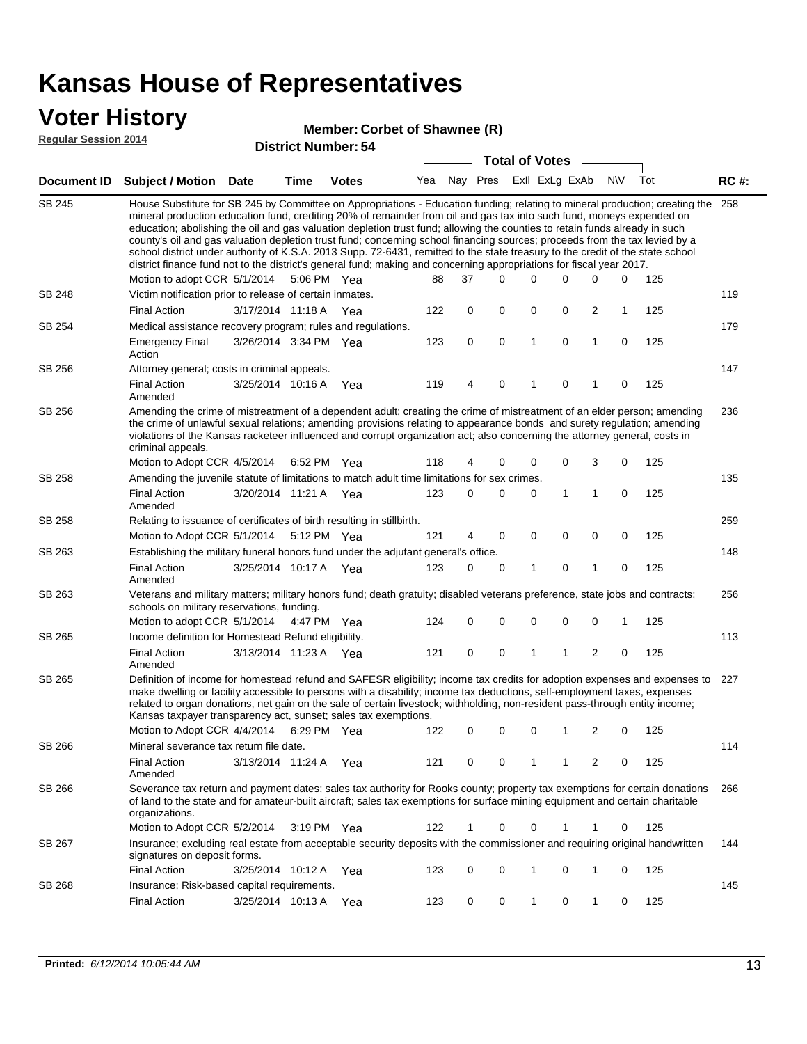# Kansas House of Representatives

## Voter History

**Regular Session 2014**

**Member: Corbet of Shawnee (R)**

**District Number: 54**

| Document ID | Subject / Motion | Date | Time | Votes | Yea | Nay | Pres | ExII | ExLg | ExAb | N\V | Tot | RC #: |
|---|---|---|---|---|---|---|---|---|---|---|---|---|---|
| SB 245 | House Substitute for SB 245 by Committee on Appropriations - Education funding; relating to mineral production; creating the mineral production education fund, crediting 20% of remainder from oil and gas tax into such fund, moneys expended on education; abolishing the oil and gas valuation depletion trust fund; allowing the counties to retain funds already in such county's oil and gas valuation depletion trust fund; concerning school financing sources; proceeds from the tax levied by a school district under authority of K.S.A. 2013 Supp. 72-6431, remitted to the state treasury to the credit of the state school district finance fund not to the district's general fund; making and concerning appropriations for fiscal year 2017. | | | | | | | | | | | | 258 |
| | Motion to adopt CCR | 5/1/2014 | 5:06 PM | Yea | 88 | 37 | 0 | 0 | 0 | 0 | 0 | 125 | |
| SB 248 | Victim notification prior to release of certain inmates. | | | | | | | | | | | | 119 |
| | Final Action | 3/17/2014 | 11:18 A | Yea | 122 | 0 | 0 | 0 | 0 | 2 | 1 | 125 | |
| SB 254 | Medical assistance recovery program; rules and regulations. | | | | | | | | | | | | 179 |
| | Emergency Final Action | 3/26/2014 | 3:34 PM | Yea | 123 | 0 | 0 | 1 | 0 | 1 | 0 | 125 | |
| SB 256 | Attorney general; costs in criminal appeals. | | | | | | | | | | | | 147 |
| | Final Action Amended | 3/25/2014 | 10:16 A | Yea | 119 | 4 | 0 | 1 | 0 | 1 | 0 | 125 | |
| SB 256 | Amending the crime of mistreatment of a dependent adult; creating the crime of mistreatment of an elder person; amending the crime of unlawful sexual relations; amending provisions relating to appearance bonds and surety regulation; amending violations of the Kansas racketeer influenced and corrupt organization act; also concerning the attorney general, costs in criminal appeals. | | | | | | | | | | | | 236 |
| | Motion to Adopt CCR | 4/5/2014 | 6:52 PM | Yea | 118 | 4 | 0 | 0 | 0 | 3 | 0 | 125 | |
| SB 258 | Amending the juvenile statute of limitations to match adult time limitations for sex crimes. | | | | | | | | | | | | 135 |
| | Final Action Amended | 3/20/2014 | 11:21 A | Yea | 123 | 0 | 0 | 0 | 1 | 1 | 0 | 125 | |
| SB 258 | Relating to issuance of certificates of birth resulting in stillbirth. | | | | | | | | | | | | 259 |
| | Motion to Adopt CCR | 5/1/2014 | 5:12 PM | Yea | 121 | 4 | 0 | 0 | 0 | 0 | 0 | 125 | |
| SB 263 | Establishing the military funeral honors fund under the adjutant general's office. | | | | | | | | | | | | 148 |
| | Final Action Amended | 3/25/2014 | 10:17 A | Yea | 123 | 0 | 0 | 1 | 0 | 1 | 0 | 125 | |
| SB 263 | Veterans and military matters; military honors fund; death gratuity; disabled veterans preference, state jobs and contracts; schools on military reservations, funding. | | | | | | | | | | | | 256 |
| | Motion to adopt CCR | 5/1/2014 | 4:47 PM | Yea | 124 | 0 | 0 | 0 | 0 | 0 | 1 | 125 | |
| SB 265 | Income definition for Homestead Refund eligibility. | | | | | | | | | | | | 113 |
| | Final Action Amended | 3/13/2014 | 11:23 A | Yea | 121 | 0 | 0 | 1 | 1 | 2 | 0 | 125 | |
| SB 265 | Definition of income for homestead refund and SAFESR eligibility; income tax credits for adoption expenses and expenses to make dwelling or facility accessible to persons with a disability; income tax deductions, self-employment taxes, expenses related to organ donations, net gain on the sale of certain livestock; withholding, non-resident pass-through entity income; Kansas taxpayer transparency act, sunset; sales tax exemptions. | | | | | | | | | | | | 227 |
| | Motion to Adopt CCR | 4/4/2014 | 6:29 PM | Yea | 122 | 0 | 0 | 0 | 1 | 2 | 0 | 125 | |
| SB 266 | Mineral severance tax return file date. | | | | | | | | | | | | 114 |
| | Final Action Amended | 3/13/2014 | 11:24 A | Yea | 121 | 0 | 0 | 1 | 1 | 2 | 0 | 125 | |
| SB 266 | Severance tax return and payment dates; sales tax authority for Rooks county; property tax exemptions for certain donations of land to the state and for amateur-built aircraft; sales tax exemptions for surface mining equipment and certain charitable organizations. | | | | | | | | | | | | 266 |
| | Motion to Adopt CCR | 5/2/2014 | 3:19 PM | Yea | 122 | 1 | 0 | 0 | 1 | 1 | 0 | 125 | |
| SB 267 | Insurance; excluding real estate from acceptable security deposits with the commissioner and requiring original handwritten signatures on deposit forms. | | | | | | | | | | | | 144 |
| | Final Action | 3/25/2014 | 10:12 A | Yea | 123 | 0 | 0 | 1 | 0 | 1 | 0 | 125 | |
| SB 268 | Insurance; Risk-based capital requirements. | | | | | | | | | | | | 145 |
| | Final Action | 3/25/2014 | 10:13 A | Yea | 123 | 0 | 0 | 1 | 0 | 1 | 0 | 125 | |

**Printed:** *6/12/2014 10:05:44 AM*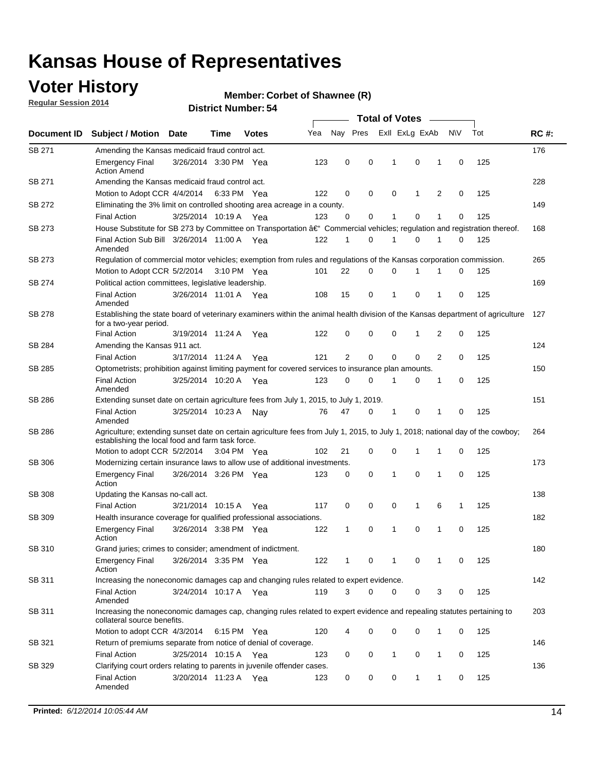# Kansas House of Representatives

## Voter History

**Regular Session 2014**

**Member: Corbet of Shawnee (R)**

**District Number: 54**

| Document ID | Subject / Motion | Date | Time | Votes | Yea | Nay | Pres | ExII | ExLg | ExAb | N\V | Tot | RC #: |
|---|---|---|---|---|---|---|---|---|---|---|---|---|---|
| SB 271 | Amending the Kansas medicaid fraud control act. | | | | | | | | | | | | 176 |
| | Emergency Final Action Amend | 3/26/2014 | 3:30 PM | Yea | 123 | 0 | 0 | 1 | 0 | 1 | 0 | 125 | |
| SB 271 | Amending the Kansas medicaid fraud control act. | | | | | | | | | | | | 228 |
| | Motion to Adopt CCR | 4/4/2014 | 6:33 PM | Yea | 122 | 0 | 0 | 0 | 1 | 2 | 0 | 125 | |
| SB 272 | Eliminating the 3% limit on controlled shooting area acreage in a county. | | | | | | | | | | | | 149 |
| | Final Action | 3/25/2014 | 10:19 A | Yea | 123 | 0 | 0 | 1 | 0 | 1 | 0 | 125 | |
| SB 273 | House Substitute for SB 273 by Committee on Transportation â€" Commercial vehicles; regulation and registration thereof. | | | | | | | | | | | | 168 |
| | Final Action Sub Bill Amended | 3/26/2014 | 11:00 A | Yea | 122 | 1 | 0 | 1 | 0 | 1 | 0 | 125 | |
| SB 273 | Regulation of commercial motor vehicles; exemption from rules and regulations of the Kansas corporation commission. | | | | | | | | | | | | 265 |
| | Motion to Adopt CCR | 5/2/2014 | 3:10 PM | Yea | 101 | 22 | 0 | 0 | 1 | 1 | 0 | 125 | |
| SB 274 | Political action committees, legislative leadership. | | | | | | | | | | | | 169 |
| | Final Action Amended | 3/26/2014 | 11:01 A | Yea | 108 | 15 | 0 | 1 | 0 | 1 | 0 | 125 | |
| SB 278 | Establishing the state board of veterinary examiners within the animal health division of the Kansas department of agriculture for a two-year period. | | | | | | | | | | | | 127 |
| | Final Action | 3/19/2014 | 11:24 A | Yea | 122 | 0 | 0 | 0 | 1 | 2 | 0 | 125 | |
| SB 284 | Amending the Kansas 911 act. | | | | | | | | | | | | 124 |
| | Final Action | 3/17/2014 | 11:24 A | Yea | 121 | 2 | 0 | 0 | 0 | 2 | 0 | 125 | |
| SB 285 | Optometrists; prohibition against limiting payment for covered services to insurance plan amounts. | | | | | | | | | | | | 150 |
| | Final Action Amended | 3/25/2014 | 10:20 A | Yea | 123 | 0 | 0 | 1 | 0 | 1 | 0 | 125 | |
| SB 286 | Extending sunset date on certain agriculture fees from July 1, 2015, to July 1, 2019. | | | | | | | | | | | | 151 |
| | Final Action Amended | 3/25/2014 | 10:23 A | Nay | 76 | 47 | 0 | 1 | 0 | 1 | 0 | 125 | |
| SB 286 | Agriculture; extending sunset date on certain agriculture fees from July 1, 2015, to July 1, 2018; national day of the cowboy; establishing the local food and farm task force. | | | | | | | | | | | | 264 |
| | Motion to adopt CCR | 5/2/2014 | 3:04 PM | Yea | 102 | 21 | 0 | 0 | 1 | 1 | 0 | 125 | |
| SB 306 | Modernizing certain insurance laws to allow use of additional investments. | | | | | | | | | | | | 173 |
| | Emergency Final Action | 3/26/2014 | 3:26 PM | Yea | 123 | 0 | 0 | 1 | 0 | 1 | 0 | 125 | |
| SB 308 | Updating the Kansas no-call act. | | | | | | | | | | | | 138 |
| | Final Action | 3/21/2014 | 10:15 A | Yea | 117 | 0 | 0 | 0 | 1 | 6 | 1 | 125 | |
| SB 309 | Health insurance coverage for qualified professional associations. | | | | | | | | | | | | 182 |
| | Emergency Final Action | 3/26/2014 | 3:38 PM | Yea | 122 | 1 | 0 | 1 | 0 | 1 | 0 | 125 | |
| SB 310 | Grand juries; crimes to consider; amendment of indictment. | | | | | | | | | | | | 180 |
| | Emergency Final Action | 3/26/2014 | 3:35 PM | Yea | 122 | 1 | 0 | 1 | 0 | 1 | 0 | 125 | |
| SB 311 | Increasing the noneconomic damages cap and changing rules related to expert evidence. | | | | | | | | | | | | 142 |
| | Final Action Amended | 3/24/2014 | 10:17 A | Yea | 119 | 3 | 0 | 0 | 0 | 3 | 0 | 125 | |
| SB 311 | Increasing the noneconomic damages cap, changing rules related to expert evidence and repealing statutes pertaining to collateral source benefits. | | | | | | | | | | | | 203 |
| | Motion to adopt CCR | 4/3/2014 | 6:15 PM | Yea | 120 | 4 | 0 | 0 | 0 | 1 | 0 | 125 | |
| SB 321 | Return of premiums separate from notice of denial of coverage. | | | | | | | | | | | | 146 |
| | Final Action | 3/25/2014 | 10:15 A | Yea | 123 | 0 | 0 | 1 | 0 | 1 | 0 | 125 | |
| SB 329 | Clarifying court orders relating to parents in juvenile offender cases. | | | | | | | | | | | | 136 |
| | Final Action Amended | 3/20/2014 | 11:23 A | Yea | 123 | 0 | 0 | 0 | 1 | 1 | 0 | 125 | |

**Printed:** *6/12/2014 10:05:44 AM*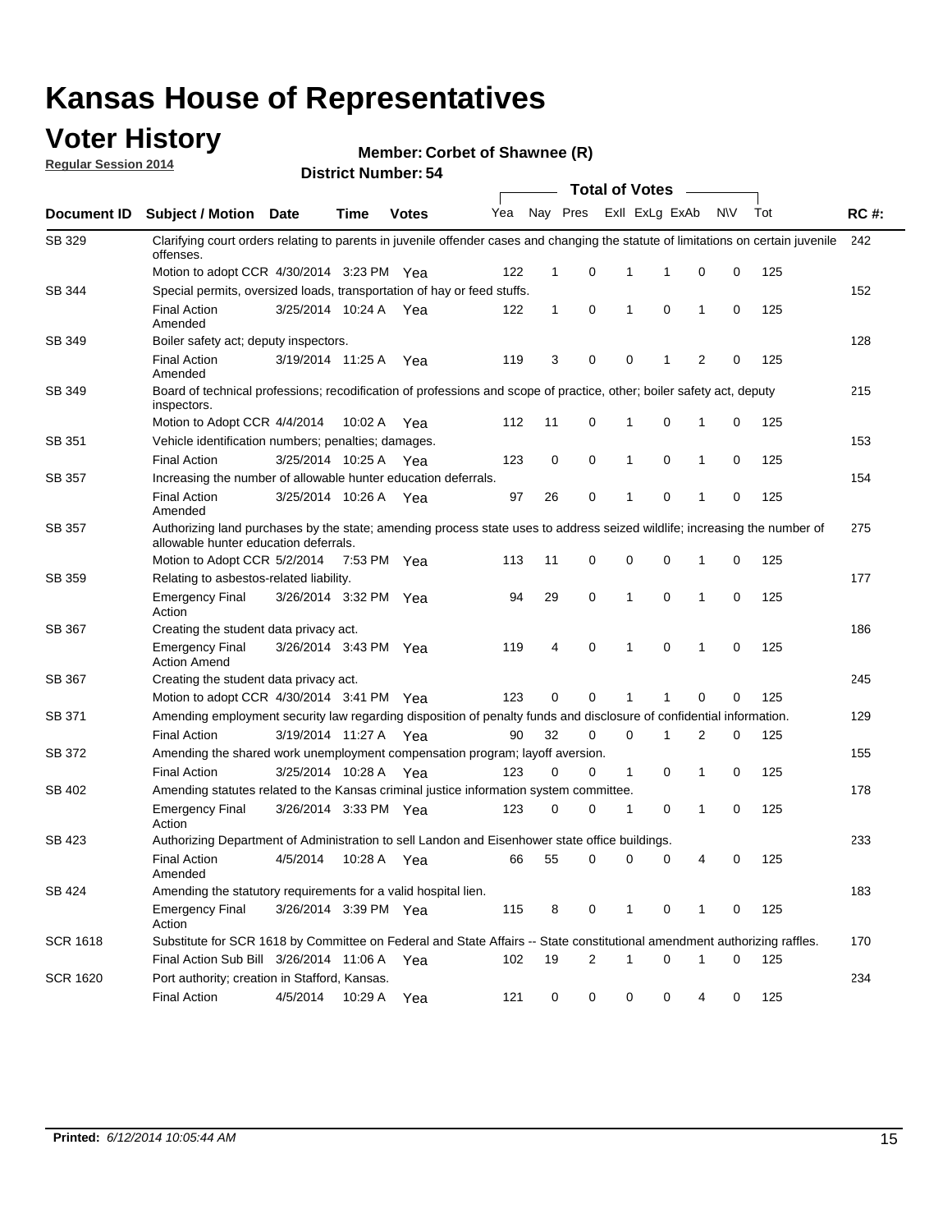# Kansas House of Representatives

## Voter History

**Regular Session 2014**

**Member: Corbet of Shawnee (R)**

**District Number: 54**

| Document ID | Subject / Motion | Date | Time | Votes | Yea | Nay | Pres | ExII | ExLg | ExAb | N\V | Tot | RC #: |
|---|---|---|---|---|---|---|---|---|---|---|---|---|---|
| SB 329 | Clarifying court orders relating to parents in juvenile offender cases and changing the statute of limitations on certain juvenile offenses. | | | | | | | | | | | | 242 |
| | Motion to adopt CCR | 4/30/2014 | 3:23 PM | Yea | 122 | 1 | 0 | 1 | 1 | 0 | 0 | 125 | |
| SB 344 | Special permits, oversized loads, transportation of hay or feed stuffs. | | | | | | | | | | | | 152 |
| | Final Action Amended | 3/25/2014 | 10:24 A | Yea | 122 | 1 | 0 | 1 | 0 | 1 | 0 | 125 | |
| SB 349 | Boiler safety act; deputy inspectors. | | | | | | | | | | | | 128 |
| | Final Action Amended | 3/19/2014 | 11:25 A | Yea | 119 | 3 | 0 | 0 | 1 | 2 | 0 | 125 | |
| SB 349 | Board of technical professions; recodification of professions and scope of practice, other; boiler safety act, deputy inspectors. | | | | | | | | | | | | 215 |
| | Motion to Adopt CCR | 4/4/2014 | 10:02 A | Yea | 112 | 11 | 0 | 1 | 0 | 1 | 0 | 125 | |
| SB 351 | Vehicle identification numbers; penalties; damages. | | | | | | | | | | | | 153 |
| | Final Action | 3/25/2014 | 10:25 A | Yea | 123 | 0 | 0 | 1 | 0 | 1 | 0 | 125 | |
| SB 357 | Increasing the number of allowable hunter education deferrals. | | | | | | | | | | | | 154 |
| | Final Action Amended | 3/25/2014 | 10:26 A | Yea | 97 | 26 | 0 | 1 | 0 | 1 | 0 | 125 | |
| SB 357 | Authorizing land purchases by the state; amending process state uses to address seized wildlife; increasing the number of allowable hunter education deferrals. | | | | | | | | | | | | 275 |
| | Motion to Adopt CCR | 5/2/2014 | 7:53 PM | Yea | 113 | 11 | 0 | 0 | 0 | 1 | 0 | 125 | |
| SB 359 | Relating to asbestos-related liability. | | | | | | | | | | | | 177 |
| | Emergency Final Action | 3/26/2014 | 3:32 PM | Yea | 94 | 29 | 0 | 1 | 0 | 1 | 0 | 125 | |
| SB 367 | Creating the student data privacy act. | | | | | | | | | | | | 186 |
| | Emergency Final Action Amend | 3/26/2014 | 3:43 PM | Yea | 119 | 4 | 0 | 1 | 0 | 1 | 0 | 125 | |
| SB 367 | Creating the student data privacy act. | | | | | | | | | | | | 245 |
| | Motion to adopt CCR | 4/30/2014 | 3:41 PM | Yea | 123 | 0 | 0 | 1 | 1 | 0 | 0 | 125 | |
| SB 371 | Amending employment security law regarding disposition of penalty funds and disclosure of confidential information. | | | | | | | | | | | | 129 |
| | Final Action | 3/19/2014 | 11:27 A | Yea | 90 | 32 | 0 | 0 | 1 | 2 | 0 | 125 | |
| SB 372 | Amending the shared work unemployment compensation program; layoff aversion. | | | | | | | | | | | | 155 |
| | Final Action | 3/25/2014 | 10:28 A | Yea | 123 | 0 | 0 | 1 | 0 | 1 | 0 | 125 | |
| SB 402 | Amending statutes related to the Kansas criminal justice information system committee. | | | | | | | | | | | | 178 |
| | Emergency Final Action | 3/26/2014 | 3:33 PM | Yea | 123 | 0 | 0 | 1 | 0 | 1 | 0 | 125 | |
| SB 423 | Authorizing Department of Administration to sell Landon and Eisenhower state office buildings. | | | | | | | | | | | | 233 |
| | Final Action Amended | 4/5/2014 | 10:28 A | Yea | 66 | 55 | 0 | 0 | 0 | 4 | 0 | 125 | |
| SB 424 | Amending the statutory requirements for a valid hospital lien. | | | | | | | | | | | | 183 |
| | Emergency Final Action | 3/26/2014 | 3:39 PM | Yea | 115 | 8 | 0 | 1 | 0 | 1 | 0 | 125 | |
| SCR 1618 | Substitute for SCR 1618 by Committee on Federal and State Affairs -- State constitutional amendment authorizing raffles. | | | | | | | | | | | | 170 |
| | Final Action Sub Bill | 3/26/2014 | 11:06 A | Yea | 102 | 19 | 2 | 1 | 0 | 1 | 0 | 125 | |
| SCR 1620 | Port authority; creation in Stafford, Kansas. | | | | | | | | | | | | 234 |
| | Final Action | 4/5/2014 | 10:29 A | Yea | 121 | 0 | 0 | 0 | 0 | 4 | 0 | 125 | |

**Printed:** *6/12/2014 10:05:44 AM*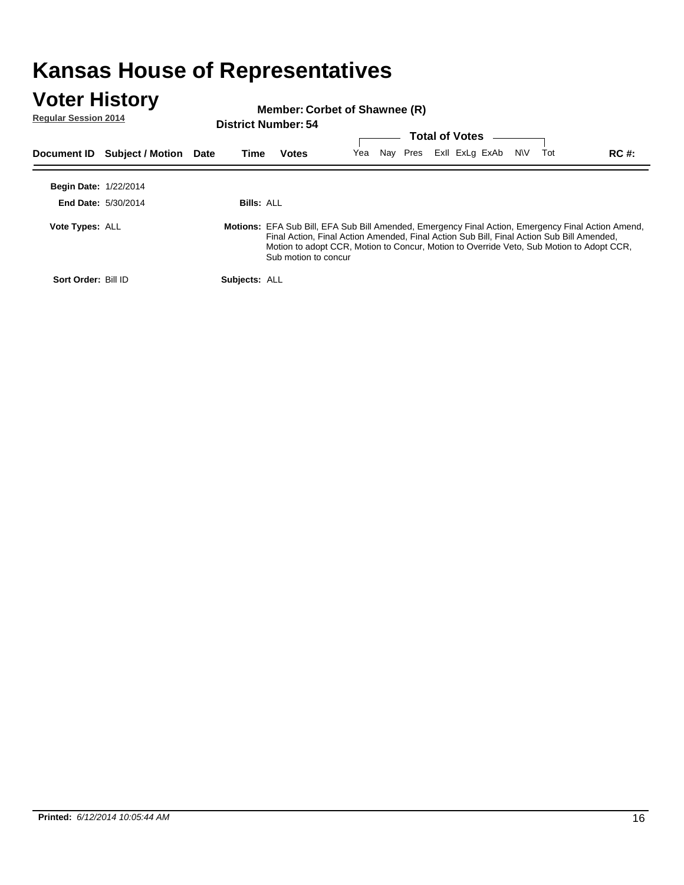# Kansas House of Representatives

## Voter History

**Regular Session 2014**

**Member: Corbet of Shawnee (R)**

**District Number: 54**

| Document ID | Subject / Motion | Date | Time | Votes | Yea | Nay | Pres | ExII | ExLg | ExAb | N\V | Tot | RC #: |
|---|---|---|---|---|---|---|---|---|---|---|---|---|---|

(Total of Votes: Yea, Nay, Pres, ExII, ExLg, ExAb, N\V, Tot)

**Begin Date:** 1/22/2014

**End Date:** 5/30/2014

**Bills:** ALL

**Vote Types:** ALL

**Motions:** EFA Sub Bill, EFA Sub Bill Amended, Emergency Final Action, Emergency Final Action Amend, Final Action, Final Action Amended, Final Action Sub Bill, Final Action Sub Bill Amended, Motion to adopt CCR, Motion to Concur, Motion to Override Veto, Sub Motion to Adopt CCR, Sub motion to concur

**Sort Order:** Bill ID

**Subjects:** ALL

**Printed:** *6/12/2014 10:05:44 AM*